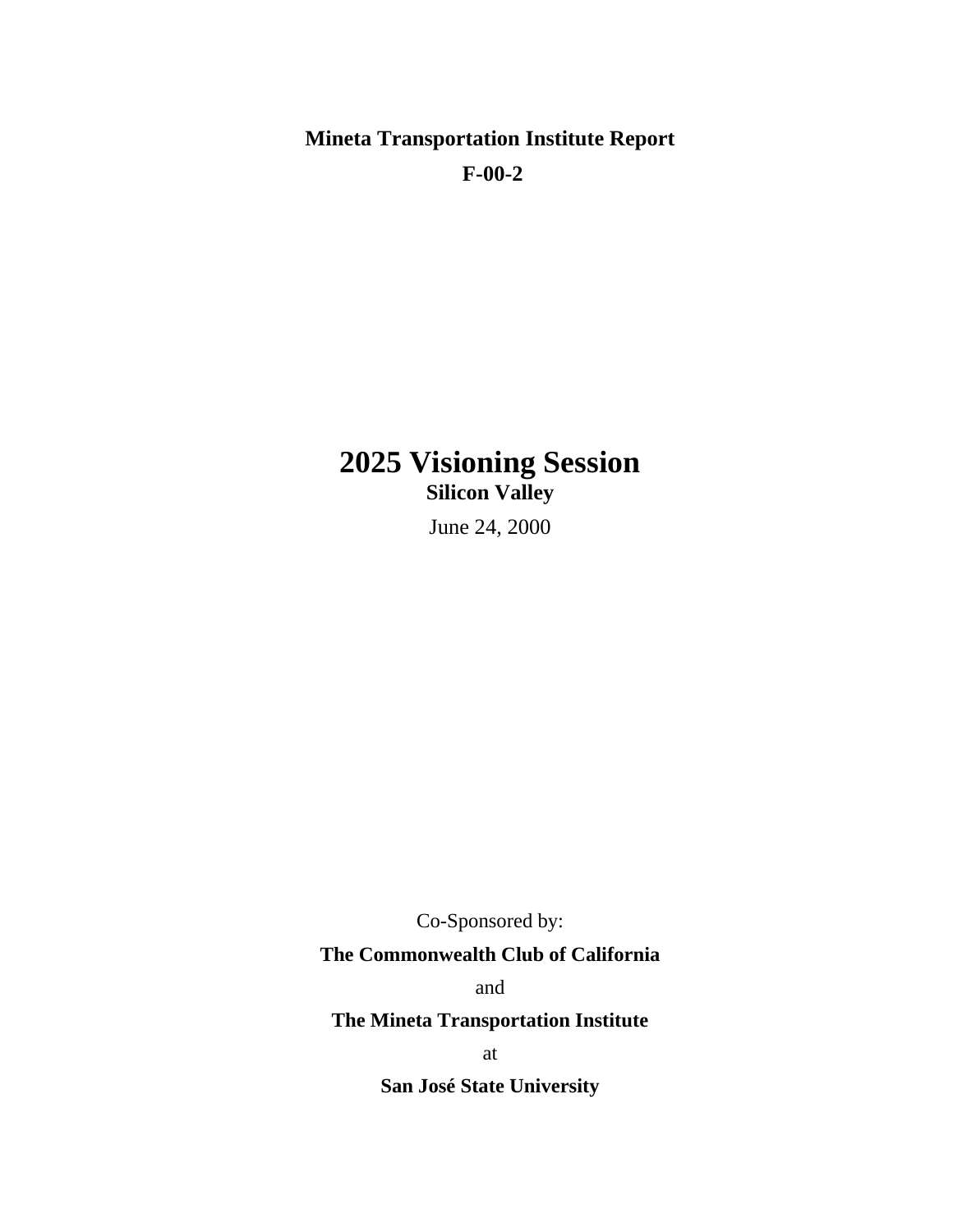**Mineta Transportation Institute Report**

**F-00-2**

# 2025 Visioning Session

**Silicon Valley**

June 24, 2000

Co-Sponsored by:

**The Commonwealth Club of California**

and

**The Mineta Transportation Institute**

at

**San José State University**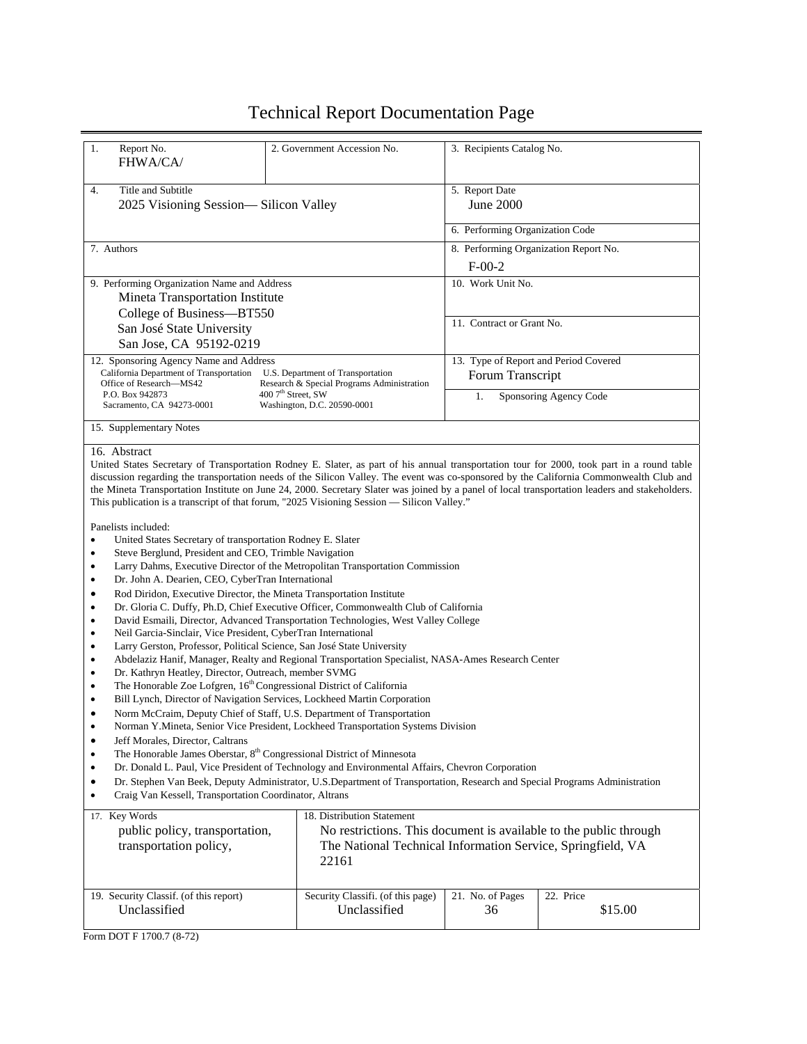# Technical Report Documentation Page

| 1. Report No.<br>FHWA/CA/ | 2. Government Accession No. | 3. Recipients Catalog No. |
|---|---|---|
| 4. Title and Subtitle<br>2025 Visioning Session— Silicon Valley | | 5. Report Date<br>June 2000 |
| | | 6. Performing Organization Code |
| 7. Authors | | 8. Performing Organization Report No.<br>F-00-2 |
| 9. Performing Organization Name and Address<br>Mineta Transportation Institute<br>College of Business—BT550<br>San José State University<br>San Jose, CA 95192-0219 | | 10. Work Unit No. |
| | | 11. Contract or Grant No. |
| 12. Sponsoring Agency Name and Address<br>California Department of Transportation<br>Office of Research—MS42<br>P.O. Box 942873<br>Sacramento, CA 94273-0001 | U.S. Department of Transportation<br>Research & Special Programs Administration<br>400 7th Street, SW<br>Washington, D.C. 20590-0001 | 13. Type of Report and Period Covered<br>Forum Transcript |
| | | 1. Sponsoring Agency Code |
| 15. Supplementary Notes | | |

16. Abstract

United States Secretary of Transportation Rodney E. Slater, as part of his annual transportation tour for 2000, took part in a round table discussion regarding the transportation needs of the Silicon Valley. The event was co-sponsored by the California Commonwealth Club and the Mineta Transportation Institute on June 24, 2000. Secretary Slater was joined by a panel of local transportation leaders and stakeholders. This publication is a transcript of that forum, "2025 Visioning Session — Silicon Valley."

Panelists included:

- United States Secretary of transportation Rodney E. Slater
- Steve Berglund, President and CEO, Trimble Navigation
- Larry Dahms, Executive Director of the Metropolitan Transportation Commission
- Dr. John A. Dearien, CEO, CyberTran International
- Rod Diridon, Executive Director, the Mineta Transportation Institute
- Dr. Gloria C. Duffy, Ph.D, Chief Executive Officer, Commonwealth Club of California
- David Esmaili, Director, Advanced Transportation Technologies, West Valley College
- Neil Garcia-Sinclair, Vice President, CyberTran International
- Larry Gerston, Professor, Political Science, San José State University
- Abdelaziz Hanif, Manager, Realty and Regional Transportation Specialist, NASA-Ames Research Center
- Dr. Kathryn Heatley, Director, Outreach, member SVMG
- The Honorable Zoe Lofgren, 16th Congressional District of California
- Bill Lynch, Director of Navigation Services, Lockheed Martin Corporation
- Norm McCraim, Deputy Chief of Staff, U.S. Department of Transportation
- Norman Y.Mineta, Senior Vice President, Lockheed Transportation Systems Division
- Jeff Morales, Director, Caltrans
- The Honorable James Oberstar, 8th Congressional District of Minnesota
- Dr. Donald L. Paul, Vice President of Technology and Environmental Affairs, Chevron Corporation
- Dr. Stephen Van Beek, Deputy Administrator, U.S.Department of Transportation, Research and Special Programs Administration
- Craig Van Kessell, Transportation Coordinator, Altrans

| 17. Key Words<br>public policy, transportation, transportation policy, | 18. Distribution Statement<br>No restrictions. This document is available to the public through The National Technical Information Service, Springfield, VA 22161 | | |
|---|---|---|---|
| 19. Security Classif. (of this report)<br>Unclassified | Security Classifi. (of this page)<br>Unclassified | 21. No. of Pages<br>36 | 22. Price<br>$15.00 |

Form DOT F 1700.7 (8-72)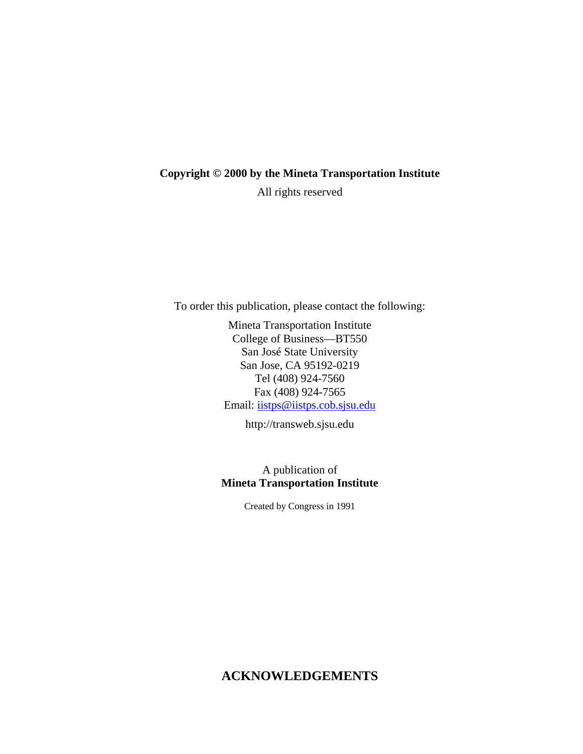**Copyright © 2000 by the Mineta Transportation Institute**

All rights reserved

To order this publication, please contact the following:

Mineta Transportation Institute
College of Business—BT550
San José State University
San Jose, CA 95192-0219
Tel (408) 924-7560
Fax (408) 924-7565
Email: iistps@iistps.cob.sjsu.edu

http://transweb.sjsu.edu

A publication of
**Mineta Transportation Institute**

Created by Congress in 1991

## ACKNOWLEDGEMENTS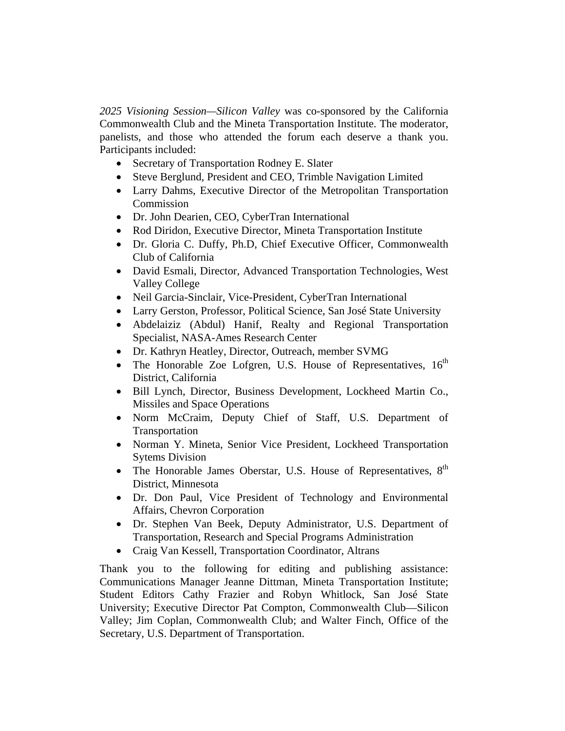*2025 Visioning Session—Silicon Valley* was co-sponsored by the California Commonwealth Club and the Mineta Transportation Institute. The moderator, panelists, and those who attended the forum each deserve a thank you. Participants included:

- Secretary of Transportation Rodney E. Slater
- Steve Berglund, President and CEO, Trimble Navigation Limited
- Larry Dahms, Executive Director of the Metropolitan Transportation Commission
- Dr. John Dearien, CEO, CyberTran International
- Rod Diridon, Executive Director, Mineta Transportation Institute
- Dr. Gloria C. Duffy, Ph.D, Chief Executive Officer, Commonwealth Club of California
- David Esmali, Director, Advanced Transportation Technologies, West Valley College
- Neil Garcia-Sinclair, Vice-President, CyberTran International
- Larry Gerston, Professor, Political Science, San José State University
- Abdelaiziz (Abdul) Hanif, Realty and Regional Transportation Specialist, NASA-Ames Research Center
- Dr. Kathryn Heatley, Director, Outreach, member SVMG
- The Honorable Zoe Lofgren, U.S. House of Representatives, 16th District, California
- Bill Lynch, Director, Business Development, Lockheed Martin Co., Missiles and Space Operations
- Norm McCraim, Deputy Chief of Staff, U.S. Department of Transportation
- Norman Y. Mineta, Senior Vice President, Lockheed Transportation Sytems Division
- The Honorable James Oberstar, U.S. House of Representatives, 8th District, Minnesota
- Dr. Don Paul, Vice President of Technology and Environmental Affairs, Chevron Corporation
- Dr. Stephen Van Beek, Deputy Administrator, U.S. Department of Transportation, Research and Special Programs Administration
- Craig Van Kessell, Transportation Coordinator, Altrans

Thank you to the following for editing and publishing assistance: Communications Manager Jeanne Dittman, Mineta Transportation Institute; Student Editors Cathy Frazier and Robyn Whitlock, San José State University; Executive Director Pat Compton, Commonwealth Club—Silicon Valley; Jim Coplan, Commonwealth Club; and Walter Finch, Office of the Secretary, U.S. Department of Transportation.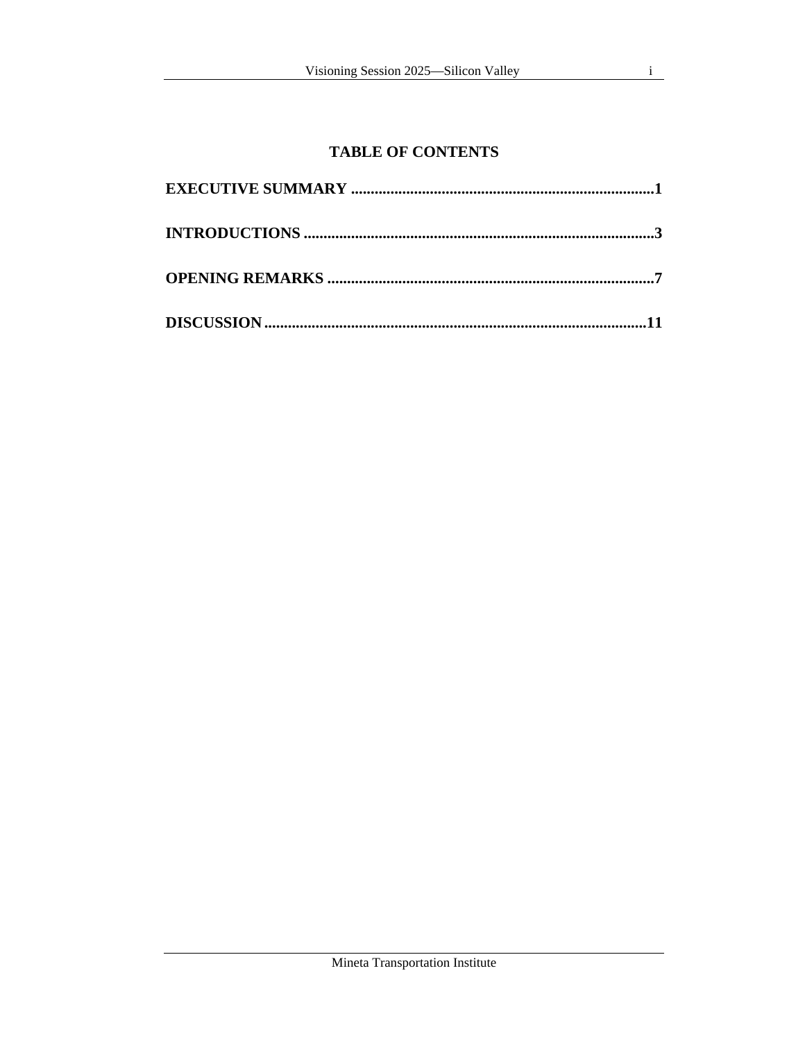## TABLE OF CONTENTS

**EXECUTIVE SUMMARY .............................................................................1**

**INTRODUCTIONS .........................................................................................3**

**OPENING REMARKS ...................................................................................7**

**DISCUSSION ...............................................................................................11**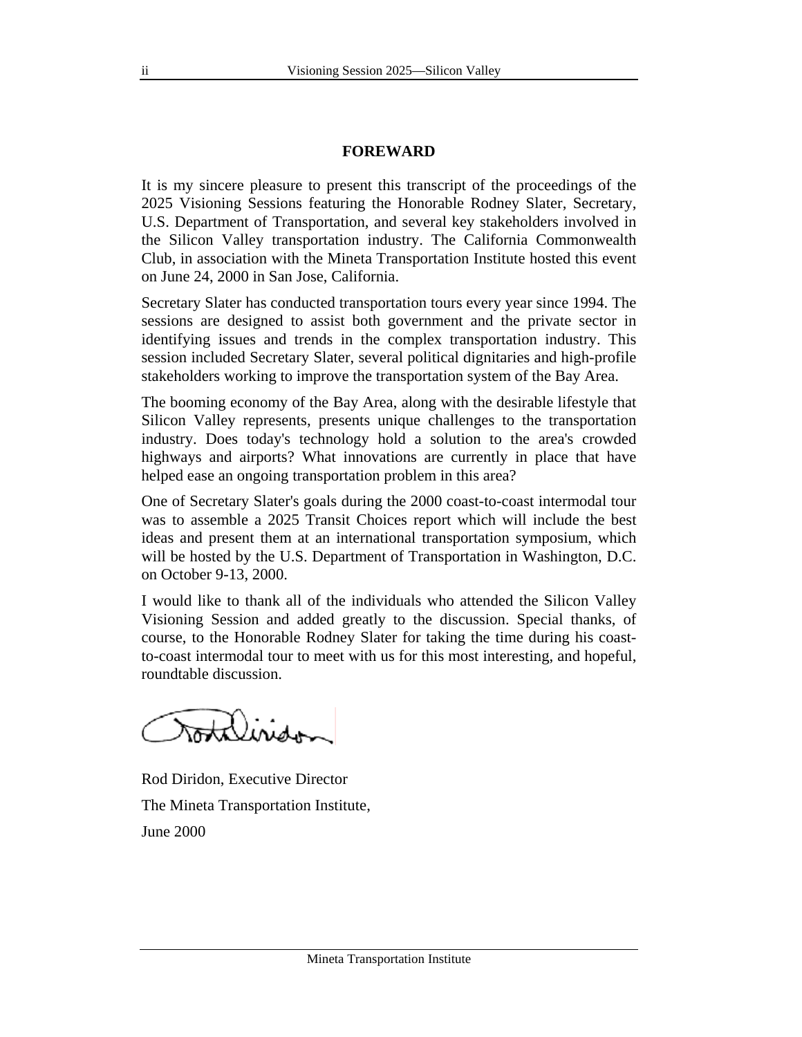## FOREWARD

It is my sincere pleasure to present this transcript of the proceedings of the 2025 Visioning Sessions featuring the Honorable Rodney Slater, Secretary, U.S. Department of Transportation, and several key stakeholders involved in the Silicon Valley transportation industry. The California Commonwealth Club, in association with the Mineta Transportation Institute hosted this event on June 24, 2000 in San Jose, California.

Secretary Slater has conducted transportation tours every year since 1994. The sessions are designed to assist both government and the private sector in identifying issues and trends in the complex transportation industry. This session included Secretary Slater, several political dignitaries and high-profile stakeholders working to improve the transportation system of the Bay Area.

The booming economy of the Bay Area, along with the desirable lifestyle that Silicon Valley represents, presents unique challenges to the transportation industry. Does today's technology hold a solution to the area's crowded highways and airports? What innovations are currently in place that have helped ease an ongoing transportation problem in this area?

One of Secretary Slater's goals during the 2000 coast-to-coast intermodal tour was to assemble a 2025 Transit Choices report which will include the best ideas and present them at an international transportation symposium, which will be hosted by the U.S. Department of Transportation in Washington, D.C. on October 9-13, 2000.

I would like to thank all of the individuals who attended the Silicon Valley Visioning Session and added greatly to the discussion. Special thanks, of course, to the Honorable Rodney Slater for taking the time during his coast-to-coast intermodal tour to meet with us for this most interesting, and hopeful, roundtable discussion.

Rod Diridon, Executive Director

The Mineta Transportation Institute,

June 2000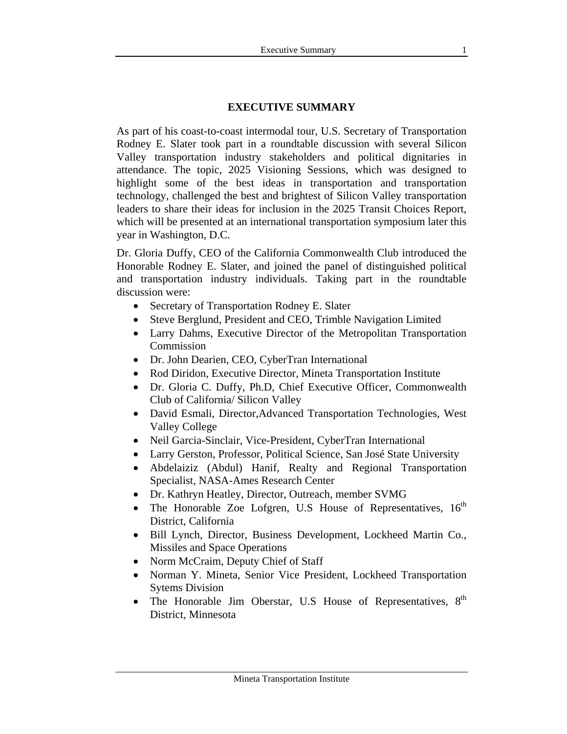# EXECUTIVE SUMMARY

As part of his coast-to-coast intermodal tour, U.S. Secretary of Transportation Rodney E. Slater took part in a roundtable discussion with several Silicon Valley transportation industry stakeholders and political dignitaries in attendance. The topic, 2025 Visioning Sessions, which was designed to highlight some of the best ideas in transportation and transportation technology, challenged the best and brightest of Silicon Valley transportation leaders to share their ideas for inclusion in the 2025 Transit Choices Report, which will be presented at an international transportation symposium later this year in Washington, D.C.

Dr. Gloria Duffy, CEO of the California Commonwealth Club introduced the Honorable Rodney E. Slater, and joined the panel of distinguished political and transportation industry individuals. Taking part in the roundtable discussion were:

- Secretary of Transportation Rodney E. Slater
- Steve Berglund, President and CEO, Trimble Navigation Limited
- Larry Dahms, Executive Director of the Metropolitan Transportation Commission
- Dr. John Dearien, CEO, CyberTran International
- Rod Diridon, Executive Director, Mineta Transportation Institute
- Dr. Gloria C. Duffy, Ph.D, Chief Executive Officer, Commonwealth Club of California/ Silicon Valley
- David Esmali, Director,Advanced Transportation Technologies, West Valley College
- Neil Garcia-Sinclair, Vice-President, CyberTran International
- Larry Gerston, Professor, Political Science, San José State University
- Abdelaiziz (Abdul) Hanif, Realty and Regional Transportation Specialist, NASA-Ames Research Center
- Dr. Kathryn Heatley, Director, Outreach, member SVMG
- The Honorable Zoe Lofgren, U.S House of Representatives, 16th District, California
- Bill Lynch, Director, Business Development, Lockheed Martin Co., Missiles and Space Operations
- Norm McCraim, Deputy Chief of Staff
- Norman Y. Mineta, Senior Vice President, Lockheed Transportation Sytems Division
- The Honorable Jim Oberstar, U.S House of Representatives, 8th District, Minnesota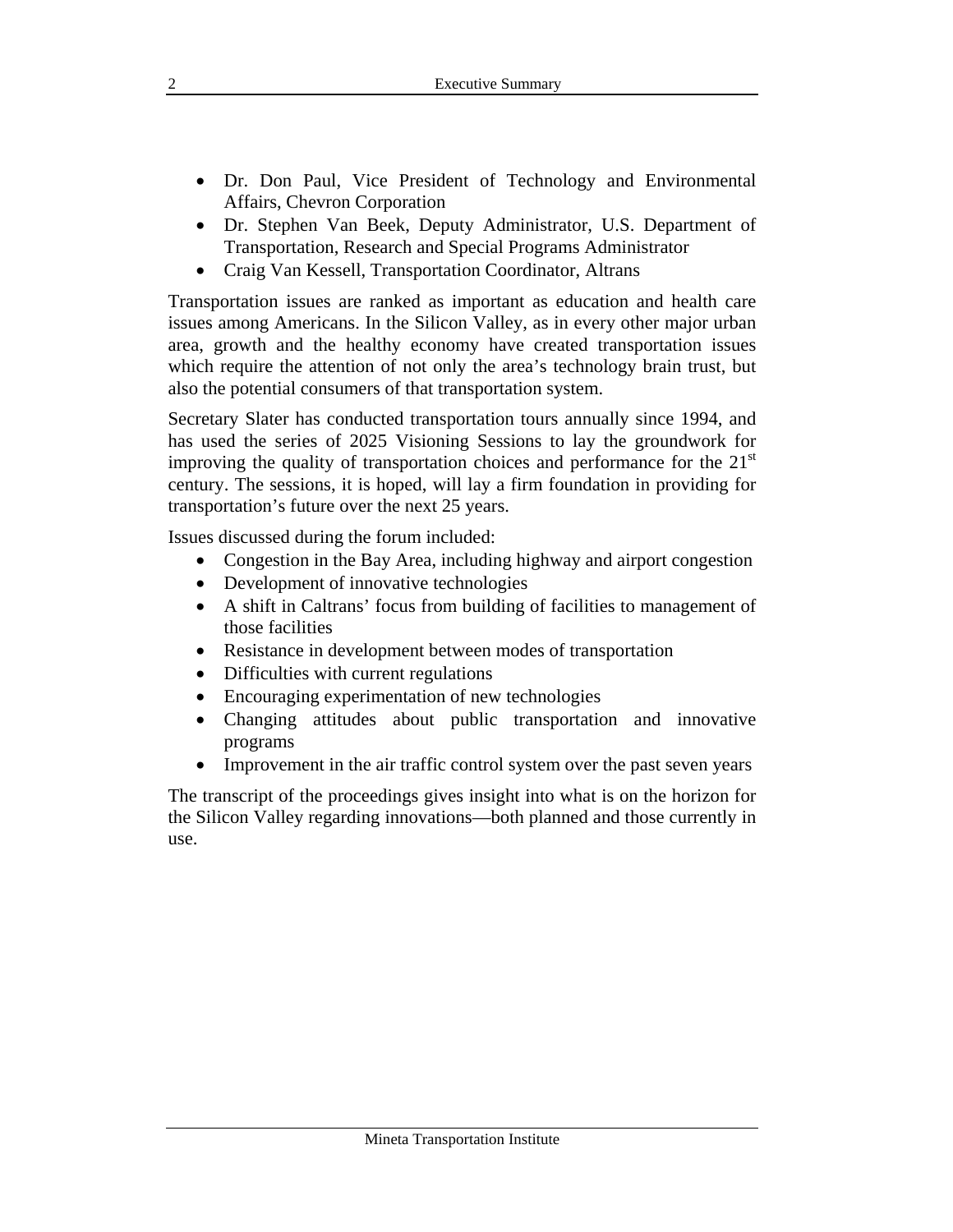- Dr. Don Paul, Vice President of Technology and Environmental Affairs, Chevron Corporation
- Dr. Stephen Van Beek, Deputy Administrator, U.S. Department of Transportation, Research and Special Programs Administrator
- Craig Van Kessell, Transportation Coordinator, Altrans

Transportation issues are ranked as important as education and health care issues among Americans. In the Silicon Valley, as in every other major urban area, growth and the healthy economy have created transportation issues which require the attention of not only the area's technology brain trust, but also the potential consumers of that transportation system.

Secretary Slater has conducted transportation tours annually since 1994, and has used the series of 2025 Visioning Sessions to lay the groundwork for improving the quality of transportation choices and performance for the 21st century. The sessions, it is hoped, will lay a firm foundation in providing for transportation's future over the next 25 years.

Issues discussed during the forum included:

- Congestion in the Bay Area, including highway and airport congestion
- Development of innovative technologies
- A shift in Caltrans' focus from building of facilities to management of those facilities
- Resistance in development between modes of transportation
- Difficulties with current regulations
- Encouraging experimentation of new technologies
- Changing attitudes about public transportation and innovative programs
- Improvement in the air traffic control system over the past seven years

The transcript of the proceedings gives insight into what is on the horizon for the Silicon Valley regarding innovations—both planned and those currently in use.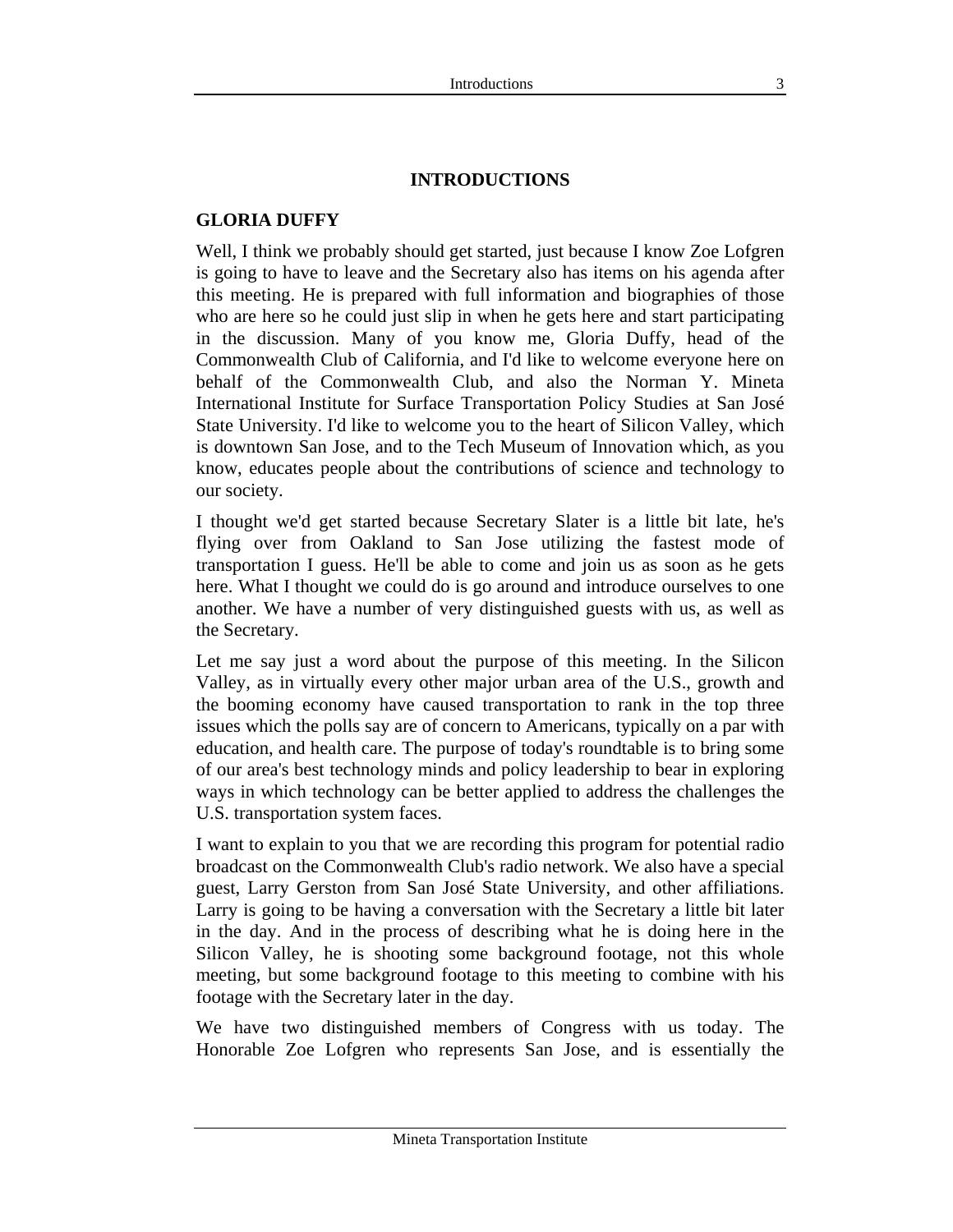# INTRODUCTIONS

## GLORIA DUFFY

Well, I think we probably should get started, just because I know Zoe Lofgren is going to have to leave and the Secretary also has items on his agenda after this meeting. He is prepared with full information and biographies of those who are here so he could just slip in when he gets here and start participating in the discussion. Many of you know me, Gloria Duffy, head of the Commonwealth Club of California, and I'd like to welcome everyone here on behalf of the Commonwealth Club, and also the Norman Y. Mineta International Institute for Surface Transportation Policy Studies at San José State University. I'd like to welcome you to the heart of Silicon Valley, which is downtown San Jose, and to the Tech Museum of Innovation which, as you know, educates people about the contributions of science and technology to our society.

I thought we'd get started because Secretary Slater is a little bit late, he's flying over from Oakland to San Jose utilizing the fastest mode of transportation I guess. He'll be able to come and join us as soon as he gets here. What I thought we could do is go around and introduce ourselves to one another. We have a number of very distinguished guests with us, as well as the Secretary.

Let me say just a word about the purpose of this meeting. In the Silicon Valley, as in virtually every other major urban area of the U.S., growth and the booming economy have caused transportation to rank in the top three issues which the polls say are of concern to Americans, typically on a par with education, and health care. The purpose of today's roundtable is to bring some of our area's best technology minds and policy leadership to bear in exploring ways in which technology can be better applied to address the challenges the U.S. transportation system faces.

I want to explain to you that we are recording this program for potential radio broadcast on the Commonwealth Club's radio network. We also have a special guest, Larry Gerston from San José State University, and other affiliations. Larry is going to be having a conversation with the Secretary a little bit later in the day. And in the process of describing what he is doing here in the Silicon Valley, he is shooting some background footage, not this whole meeting, but some background footage to this meeting to combine with his footage with the Secretary later in the day.

We have two distinguished members of Congress with us today. The Honorable Zoe Lofgren who represents San Jose, and is essentially the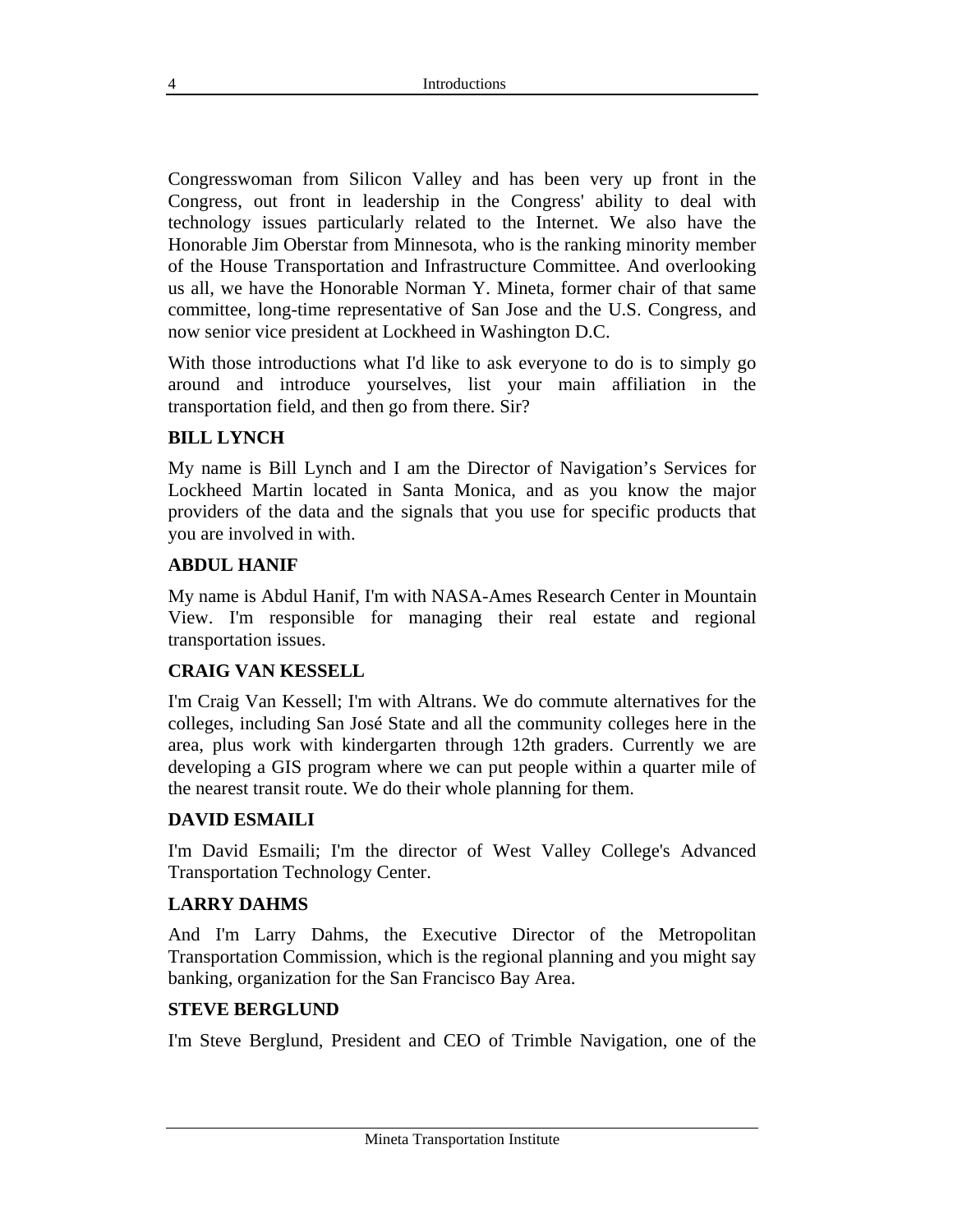Congresswoman from Silicon Valley and has been very up front in the Congress, out front in leadership in the Congress' ability to deal with technology issues particularly related to the Internet. We also have the Honorable Jim Oberstar from Minnesota, who is the ranking minority member of the House Transportation and Infrastructure Committee. And overlooking us all, we have the Honorable Norman Y. Mineta, former chair of that same committee, long-time representative of San Jose and the U.S. Congress, and now senior vice president at Lockheed in Washington D.C.

With those introductions what I'd like to ask everyone to do is to simply go around and introduce yourselves, list your main affiliation in the transportation field, and then go from there. Sir?

**BILL LYNCH**

My name is Bill Lynch and I am the Director of Navigation's Services for Lockheed Martin located in Santa Monica, and as you know the major providers of the data and the signals that you use for specific products that you are involved in with.

**ABDUL HANIF**

My name is Abdul Hanif, I'm with NASA-Ames Research Center in Mountain View. I'm responsible for managing their real estate and regional transportation issues.

**CRAIG VAN KESSELL**

I'm Craig Van Kessell; I'm with Altrans. We do commute alternatives for the colleges, including San José State and all the community colleges here in the area, plus work with kindergarten through 12th graders. Currently we are developing a GIS program where we can put people within a quarter mile of the nearest transit route. We do their whole planning for them.

**DAVID ESMAILI**

I'm David Esmaili; I'm the director of West Valley College's Advanced Transportation Technology Center.

**LARRY DAHMS**

And I'm Larry Dahms, the Executive Director of the Metropolitan Transportation Commission, which is the regional planning and you might say banking, organization for the San Francisco Bay Area.

**STEVE BERGLUND**

I'm Steve Berglund, President and CEO of Trimble Navigation, one of the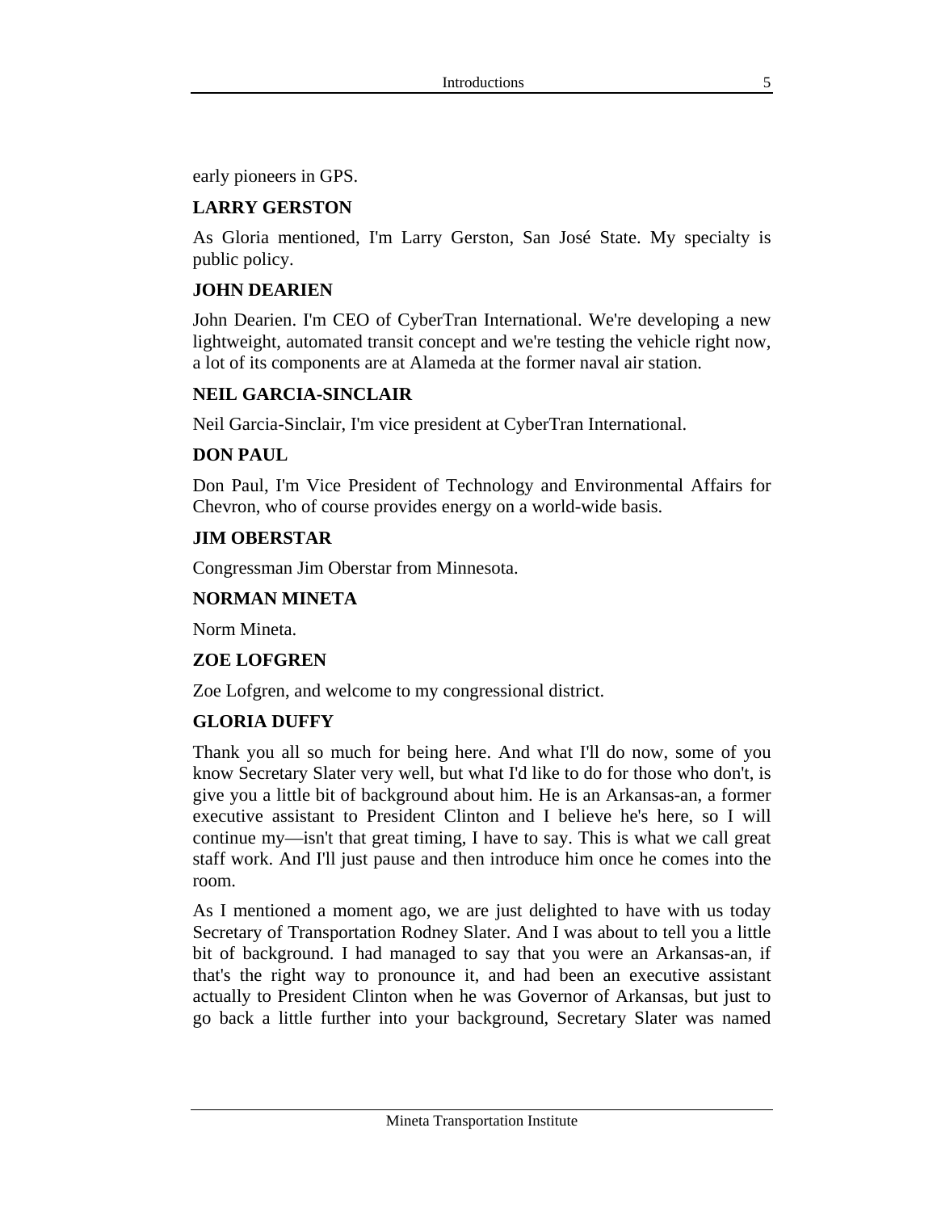early pioneers in GPS.

**LARRY GERSTON**

As Gloria mentioned, I'm Larry Gerston, San José State. My specialty is public policy.

**JOHN DEARIEN**

John Dearien. I'm CEO of CyberTran International. We're developing a new lightweight, automated transit concept and we're testing the vehicle right now, a lot of its components are at Alameda at the former naval air station.

**NEIL GARCIA-SINCLAIR**

Neil Garcia-Sinclair, I'm vice president at CyberTran International.

**DON PAUL**

Don Paul, I'm Vice President of Technology and Environmental Affairs for Chevron, who of course provides energy on a world-wide basis.

**JIM OBERSTAR**

Congressman Jim Oberstar from Minnesota.

**NORMAN MINETA**

Norm Mineta.

**ZOE LOFGREN**

Zoe Lofgren, and welcome to my congressional district.

**GLORIA DUFFY**

Thank you all so much for being here. And what I'll do now, some of you know Secretary Slater very well, but what I'd like to do for those who don't, is give you a little bit of background about him. He is an Arkansas-an, a former executive assistant to President Clinton and I believe he's here, so I will continue my—isn't that great timing, I have to say. This is what we call great staff work. And I'll just pause and then introduce him once he comes into the room.

As I mentioned a moment ago, we are just delighted to have with us today Secretary of Transportation Rodney Slater. And I was about to tell you a little bit of background. I had managed to say that you were an Arkansas-an, if that's the right way to pronounce it, and had been an executive assistant actually to President Clinton when he was Governor of Arkansas, but just to go back a little further into your background, Secretary Slater was named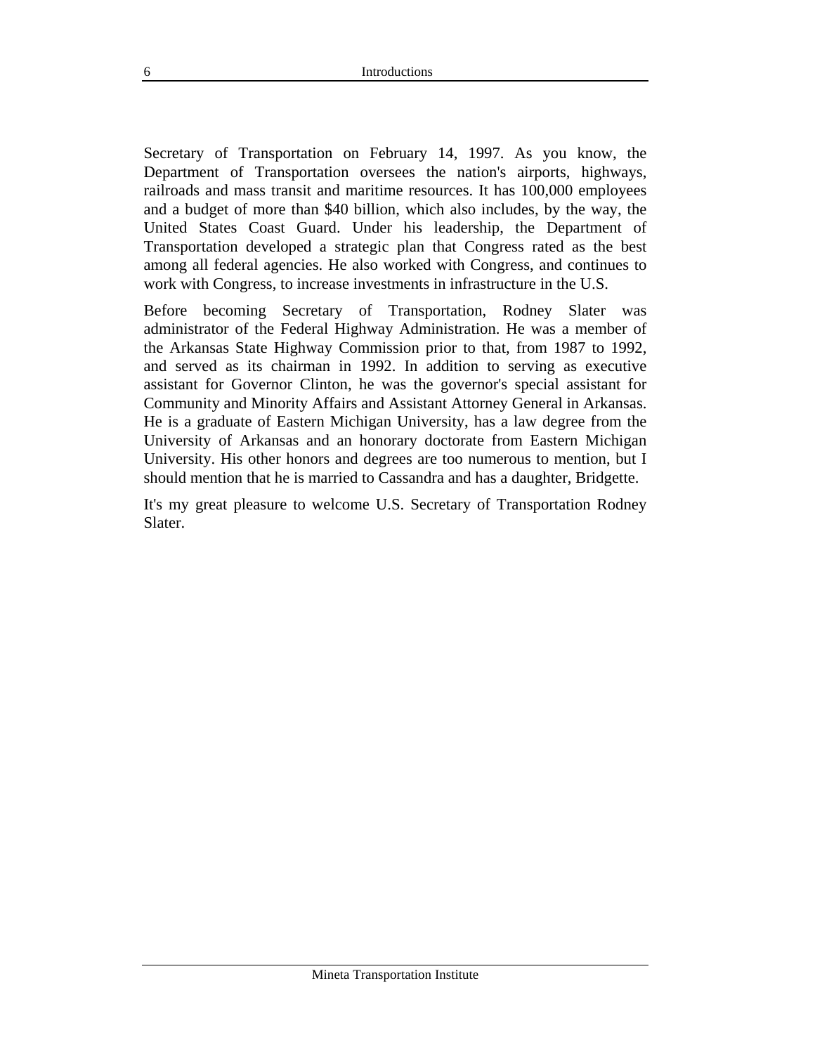Secretary of Transportation on February 14, 1997. As you know, the Department of Transportation oversees the nation's airports, highways, railroads and mass transit and maritime resources. It has 100,000 employees and a budget of more than $40 billion, which also includes, by the way, the United States Coast Guard. Under his leadership, the Department of Transportation developed a strategic plan that Congress rated as the best among all federal agencies. He also worked with Congress, and continues to work with Congress, to increase investments in infrastructure in the U.S.

Before becoming Secretary of Transportation, Rodney Slater was administrator of the Federal Highway Administration. He was a member of the Arkansas State Highway Commission prior to that, from 1987 to 1992, and served as its chairman in 1992. In addition to serving as executive assistant for Governor Clinton, he was the governor's special assistant for Community and Minority Affairs and Assistant Attorney General in Arkansas. He is a graduate of Eastern Michigan University, has a law degree from the University of Arkansas and an honorary doctorate from Eastern Michigan University. His other honors and degrees are too numerous to mention, but I should mention that he is married to Cassandra and has a daughter, Bridgette.

It's my great pleasure to welcome U.S. Secretary of Transportation Rodney Slater.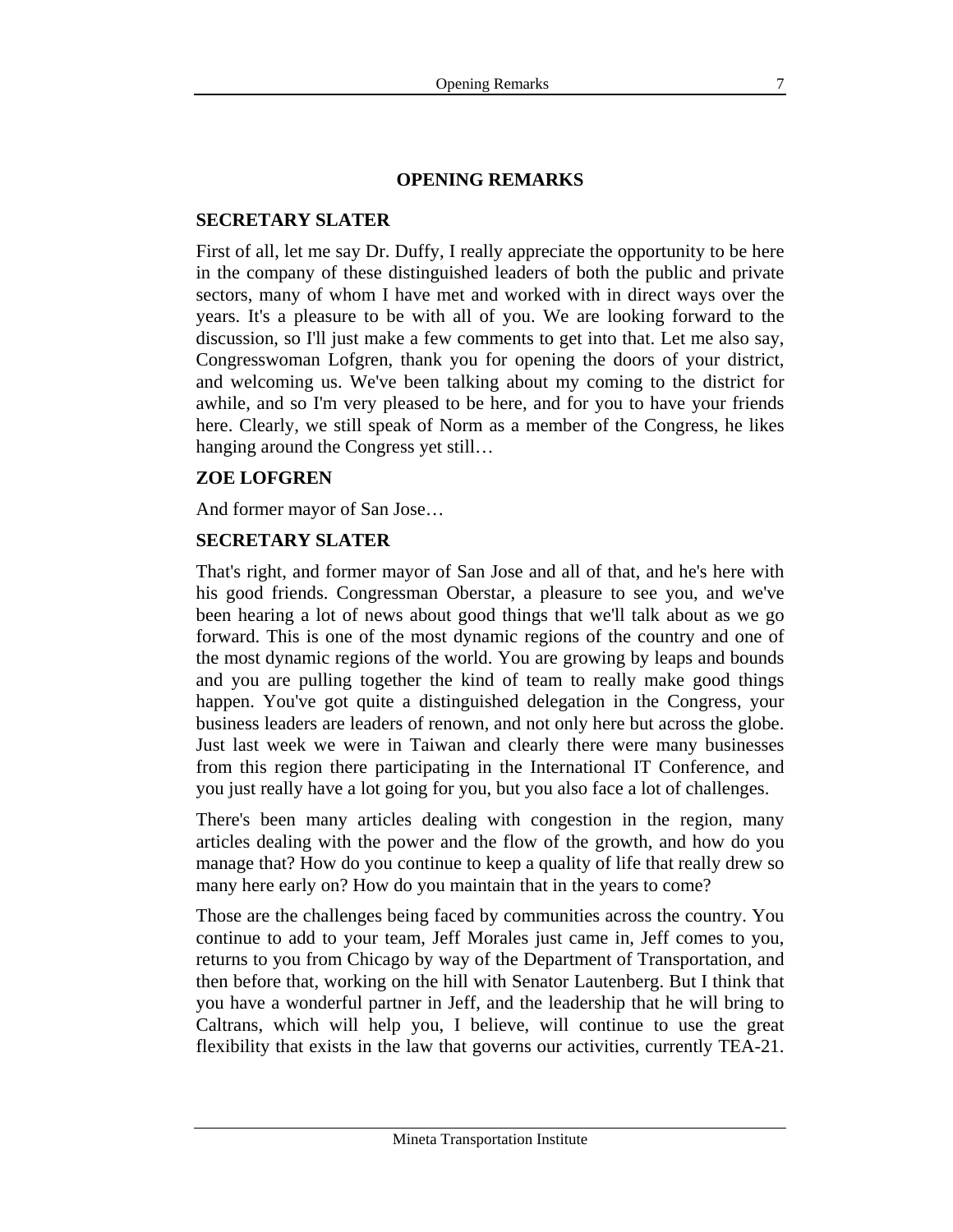## OPENING REMARKS

**SECRETARY SLATER**

First of all, let me say Dr. Duffy, I really appreciate the opportunity to be here in the company of these distinguished leaders of both the public and private sectors, many of whom I have met and worked with in direct ways over the years. It's a pleasure to be with all of you. We are looking forward to the discussion, so I'll just make a few comments to get into that. Let me also say, Congresswoman Lofgren, thank you for opening the doors of your district, and welcoming us. We've been talking about my coming to the district for awhile, and so I'm very pleased to be here, and for you to have your friends here. Clearly, we still speak of Norm as a member of the Congress, he likes hanging around the Congress yet still…

**ZOE LOFGREN**

And former mayor of San Jose…

**SECRETARY SLATER**

That's right, and former mayor of San Jose and all of that, and he's here with his good friends. Congressman Oberstar, a pleasure to see you, and we've been hearing a lot of news about good things that we'll talk about as we go forward. This is one of the most dynamic regions of the country and one of the most dynamic regions of the world. You are growing by leaps and bounds and you are pulling together the kind of team to really make good things happen. You've got quite a distinguished delegation in the Congress, your business leaders are leaders of renown, and not only here but across the globe. Just last week we were in Taiwan and clearly there were many businesses from this region there participating in the International IT Conference, and you just really have a lot going for you, but you also face a lot of challenges.

There's been many articles dealing with congestion in the region, many articles dealing with the power and the flow of the growth, and how do you manage that? How do you continue to keep a quality of life that really drew so many here early on? How do you maintain that in the years to come?

Those are the challenges being faced by communities across the country. You continue to add to your team, Jeff Morales just came in, Jeff comes to you, returns to you from Chicago by way of the Department of Transportation, and then before that, working on the hill with Senator Lautenberg. But I think that you have a wonderful partner in Jeff, and the leadership that he will bring to Caltrans, which will help you, I believe, will continue to use the great flexibility that exists in the law that governs our activities, currently TEA-21.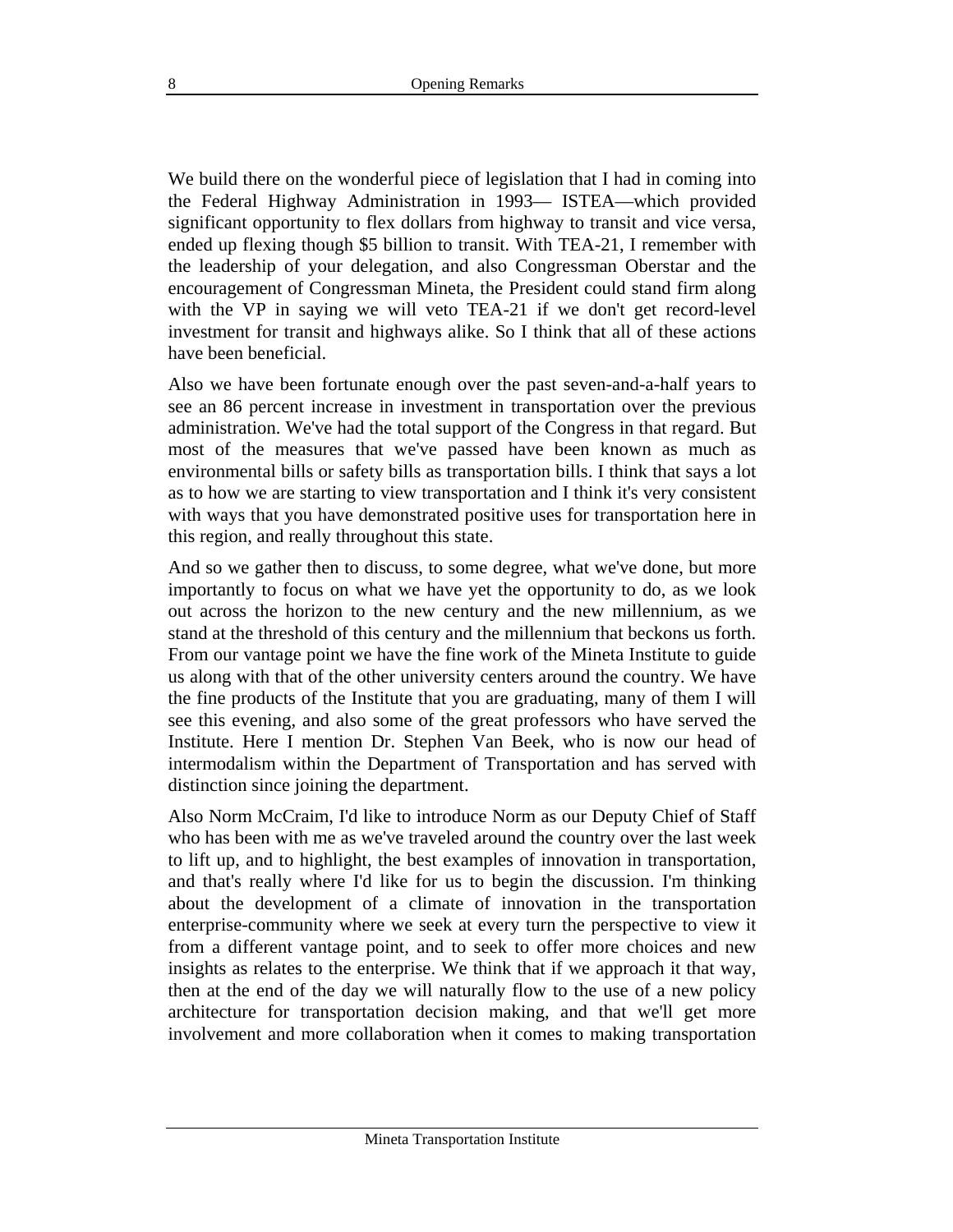We build there on the wonderful piece of legislation that I had in coming into the Federal Highway Administration in 1993— ISTEA—which provided significant opportunity to flex dollars from highway to transit and vice versa, ended up flexing though $5 billion to transit. With TEA-21, I remember with the leadership of your delegation, and also Congressman Oberstar and the encouragement of Congressman Mineta, the President could stand firm along with the VP in saying we will veto TEA-21 if we don't get record-level investment for transit and highways alike. So I think that all of these actions have been beneficial.

Also we have been fortunate enough over the past seven-and-a-half years to see an 86 percent increase in investment in transportation over the previous administration. We've had the total support of the Congress in that regard. But most of the measures that we've passed have been known as much as environmental bills or safety bills as transportation bills. I think that says a lot as to how we are starting to view transportation and I think it's very consistent with ways that you have demonstrated positive uses for transportation here in this region, and really throughout this state.

And so we gather then to discuss, to some degree, what we've done, but more importantly to focus on what we have yet the opportunity to do, as we look out across the horizon to the new century and the new millennium, as we stand at the threshold of this century and the millennium that beckons us forth. From our vantage point we have the fine work of the Mineta Institute to guide us along with that of the other university centers around the country. We have the fine products of the Institute that you are graduating, many of them I will see this evening, and also some of the great professors who have served the Institute. Here I mention Dr. Stephen Van Beek, who is now our head of intermodalism within the Department of Transportation and has served with distinction since joining the department.

Also Norm McCraim, I'd like to introduce Norm as our Deputy Chief of Staff who has been with me as we've traveled around the country over the last week to lift up, and to highlight, the best examples of innovation in transportation, and that's really where I'd like for us to begin the discussion. I'm thinking about the development of a climate of innovation in the transportation enterprise-community where we seek at every turn the perspective to view it from a different vantage point, and to seek to offer more choices and new insights as relates to the enterprise. We think that if we approach it that way, then at the end of the day we will naturally flow to the use of a new policy architecture for transportation decision making, and that we'll get more involvement and more collaboration when it comes to making transportation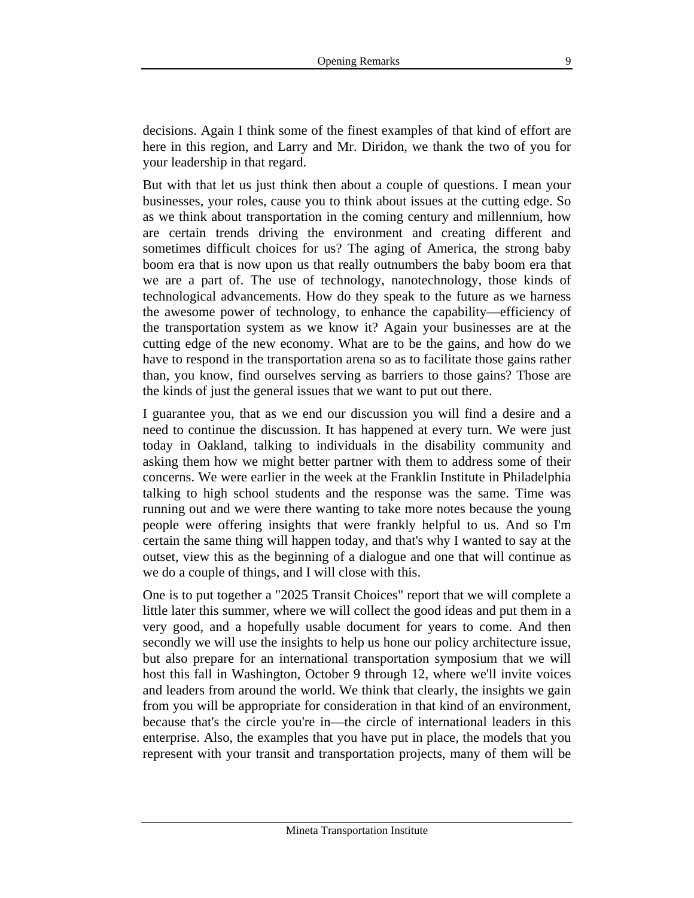decisions. Again I think some of the finest examples of that kind of effort are here in this region, and Larry and Mr. Diridon, we thank the two of you for your leadership in that regard.

But with that let us just think then about a couple of questions. I mean your businesses, your roles, cause you to think about issues at the cutting edge. So as we think about transportation in the coming century and millennium, how are certain trends driving the environment and creating different and sometimes difficult choices for us? The aging of America, the strong baby boom era that is now upon us that really outnumbers the baby boom era that we are a part of. The use of technology, nanotechnology, those kinds of technological advancements. How do they speak to the future as we harness the awesome power of technology, to enhance the capability—efficiency of the transportation system as we know it? Again your businesses are at the cutting edge of the new economy. What are to be the gains, and how do we have to respond in the transportation arena so as to facilitate those gains rather than, you know, find ourselves serving as barriers to those gains? Those are the kinds of just the general issues that we want to put out there.

I guarantee you, that as we end our discussion you will find a desire and a need to continue the discussion. It has happened at every turn. We were just today in Oakland, talking to individuals in the disability community and asking them how we might better partner with them to address some of their concerns. We were earlier in the week at the Franklin Institute in Philadelphia talking to high school students and the response was the same. Time was running out and we were there wanting to take more notes because the young people were offering insights that were frankly helpful to us. And so I'm certain the same thing will happen today, and that's why I wanted to say at the outset, view this as the beginning of a dialogue and one that will continue as we do a couple of things, and I will close with this.

One is to put together a "2025 Transit Choices" report that we will complete a little later this summer, where we will collect the good ideas and put them in a very good, and a hopefully usable document for years to come. And then secondly we will use the insights to help us hone our policy architecture issue, but also prepare for an international transportation symposium that we will host this fall in Washington, October 9 through 12, where we'll invite voices and leaders from around the world. We think that clearly, the insights we gain from you will be appropriate for consideration in that kind of an environment, because that's the circle you're in—the circle of international leaders in this enterprise. Also, the examples that you have put in place, the models that you represent with your transit and transportation projects, many of them will be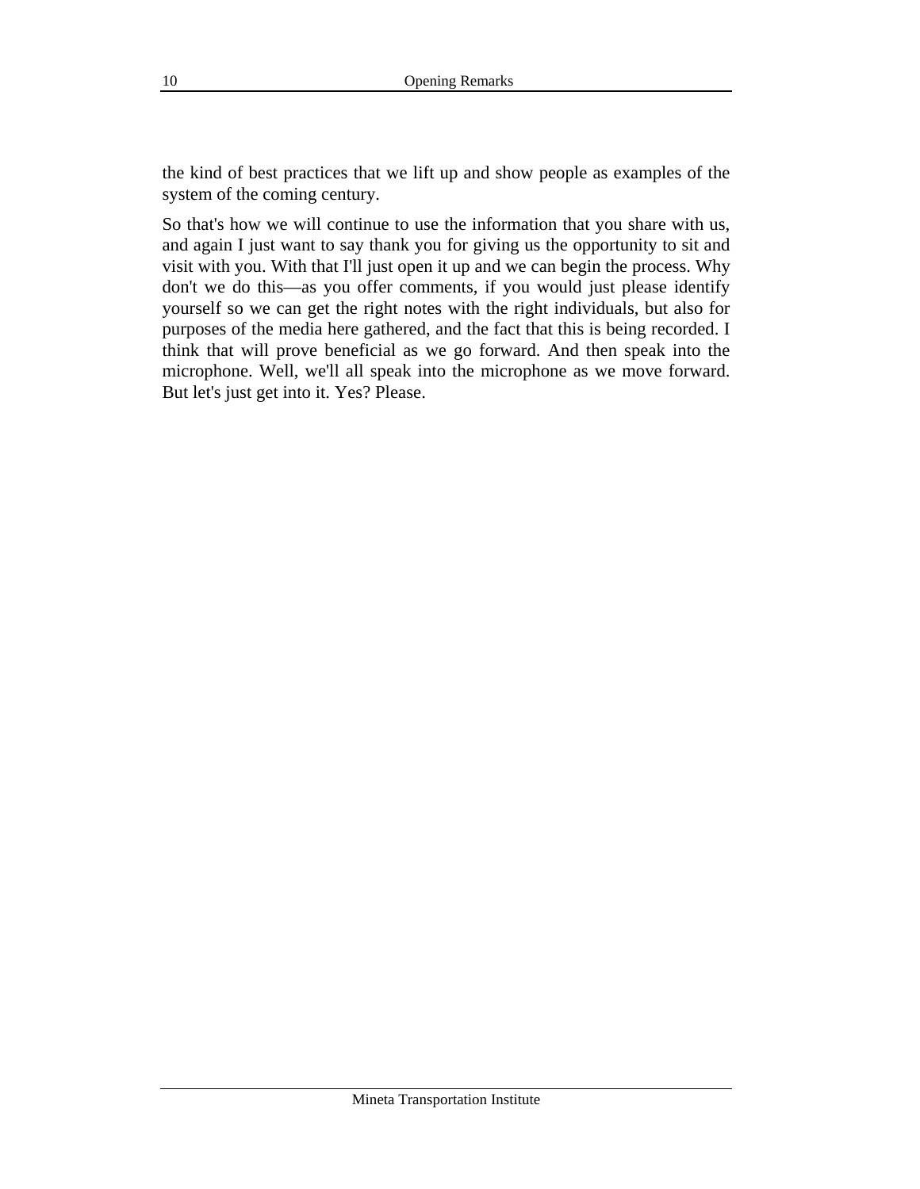the kind of best practices that we lift up and show people as examples of the system of the coming century.

So that's how we will continue to use the information that you share with us, and again I just want to say thank you for giving us the opportunity to sit and visit with you. With that I'll just open it up and we can begin the process. Why don't we do this—as you offer comments, if you would just please identify yourself so we can get the right notes with the right individuals, but also for purposes of the media here gathered, and the fact that this is being recorded. I think that will prove beneficial as we go forward. And then speak into the microphone. Well, we'll all speak into the microphone as we move forward. But let's just get into it. Yes? Please.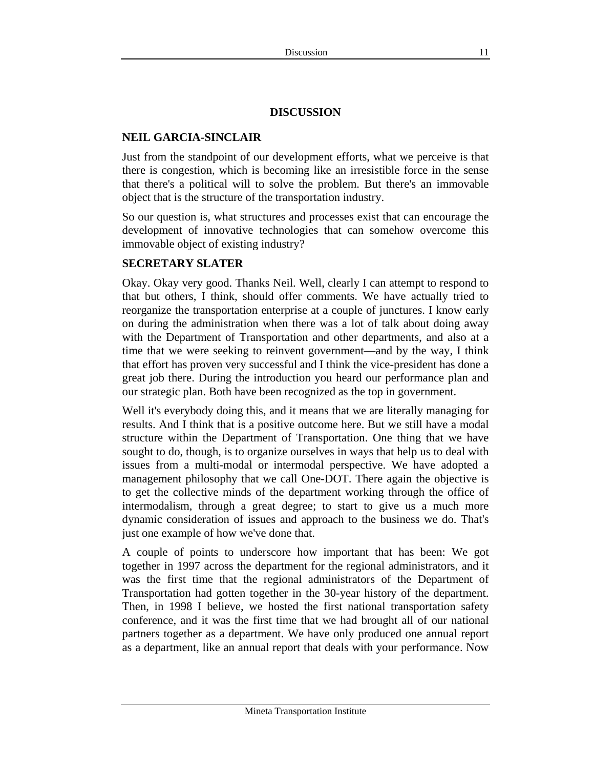# DISCUSSION

### NEIL GARCIA-SINCLAIR

Just from the standpoint of our development efforts, what we perceive is that there is congestion, which is becoming like an irresistible force in the sense that there's a political will to solve the problem. But there's an immovable object that is the structure of the transportation industry.

So our question is, what structures and processes exist that can encourage the development of innovative technologies that can somehow overcome this immovable object of existing industry?

### SECRETARY SLATER

Okay. Okay very good. Thanks Neil. Well, clearly I can attempt to respond to that but others, I think, should offer comments. We have actually tried to reorganize the transportation enterprise at a couple of junctures. I know early on during the administration when there was a lot of talk about doing away with the Department of Transportation and other departments, and also at a time that we were seeking to reinvent government—and by the way, I think that effort has proven very successful and I think the vice-president has done a great job there. During the introduction you heard our performance plan and our strategic plan. Both have been recognized as the top in government.

Well it's everybody doing this, and it means that we are literally managing for results. And I think that is a positive outcome here. But we still have a modal structure within the Department of Transportation. One thing that we have sought to do, though, is to organize ourselves in ways that help us to deal with issues from a multi-modal or intermodal perspective. We have adopted a management philosophy that we call One-DOT. There again the objective is to get the collective minds of the department working through the office of intermodalism, through a great degree; to start to give us a much more dynamic consideration of issues and approach to the business we do. That's just one example of how we've done that.

A couple of points to underscore how important that has been: We got together in 1997 across the department for the regional administrators, and it was the first time that the regional administrators of the Department of Transportation had gotten together in the 30-year history of the department. Then, in 1998 I believe, we hosted the first national transportation safety conference, and it was the first time that we had brought all of our national partners together as a department. We have only produced one annual report as a department, like an annual report that deals with your performance. Now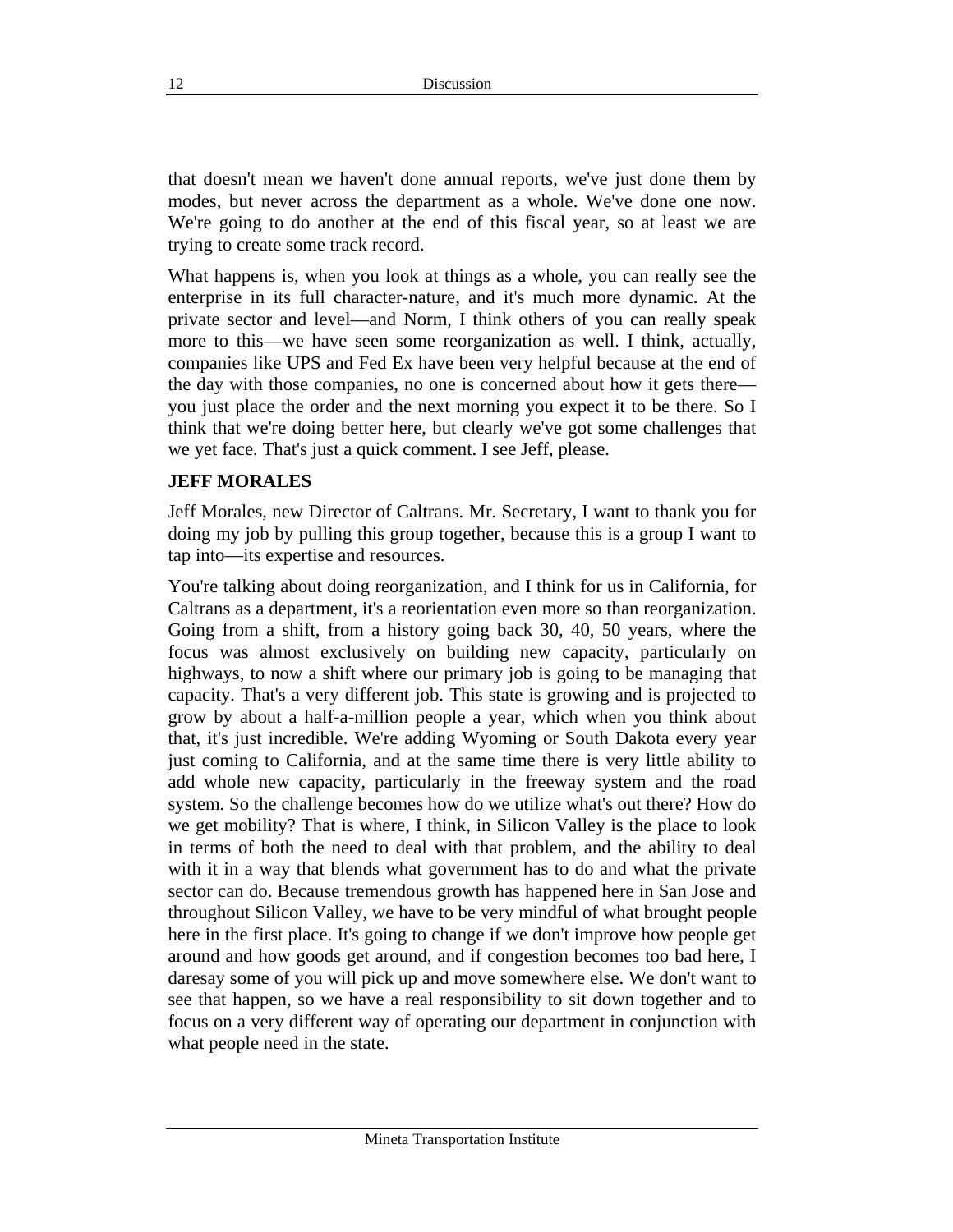that doesn't mean we haven't done annual reports, we've just done them by modes, but never across the department as a whole. We've done one now. We're going to do another at the end of this fiscal year, so at least we are trying to create some track record.

What happens is, when you look at things as a whole, you can really see the enterprise in its full character-nature, and it's much more dynamic. At the private sector and level—and Norm, I think others of you can really speak more to this—we have seen some reorganization as well. I think, actually, companies like UPS and Fed Ex have been very helpful because at the end of the day with those companies, no one is concerned about how it gets there—you just place the order and the next morning you expect it to be there. So I think that we're doing better here, but clearly we've got some challenges that we yet face. That's just a quick comment. I see Jeff, please.

**JEFF MORALES**

Jeff Morales, new Director of Caltrans. Mr. Secretary, I want to thank you for doing my job by pulling this group together, because this is a group I want to tap into—its expertise and resources.

You're talking about doing reorganization, and I think for us in California, for Caltrans as a department, it's a reorientation even more so than reorganization. Going from a shift, from a history going back 30, 40, 50 years, where the focus was almost exclusively on building new capacity, particularly on highways, to now a shift where our primary job is going to be managing that capacity. That's a very different job. This state is growing and is projected to grow by about a half-a-million people a year, which when you think about that, it's just incredible. We're adding Wyoming or South Dakota every year just coming to California, and at the same time there is very little ability to add whole new capacity, particularly in the freeway system and the road system. So the challenge becomes how do we utilize what's out there? How do we get mobility? That is where, I think, in Silicon Valley is the place to look in terms of both the need to deal with that problem, and the ability to deal with it in a way that blends what government has to do and what the private sector can do. Because tremendous growth has happened here in San Jose and throughout Silicon Valley, we have to be very mindful of what brought people here in the first place. It's going to change if we don't improve how people get around and how goods get around, and if congestion becomes too bad here, I daresay some of you will pick up and move somewhere else. We don't want to see that happen, so we have a real responsibility to sit down together and to focus on a very different way of operating our department in conjunction with what people need in the state.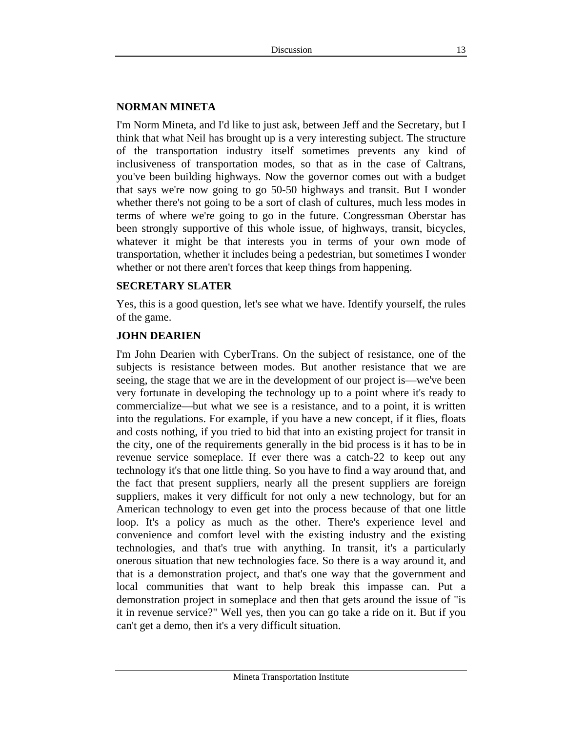**NORMAN MINETA**

I'm Norm Mineta, and I'd like to just ask, between Jeff and the Secretary, but I think that what Neil has brought up is a very interesting subject. The structure of the transportation industry itself sometimes prevents any kind of inclusiveness of transportation modes, so that as in the case of Caltrans, you've been building highways. Now the governor comes out with a budget that says we're now going to go 50-50 highways and transit. But I wonder whether there's not going to be a sort of clash of cultures, much less modes in terms of where we're going to go in the future. Congressman Oberstar has been strongly supportive of this whole issue, of highways, transit, bicycles, whatever it might be that interests you in terms of your own mode of transportation, whether it includes being a pedestrian, but sometimes I wonder whether or not there aren't forces that keep things from happening.

**SECRETARY SLATER**

Yes, this is a good question, let's see what we have. Identify yourself, the rules of the game.

**JOHN DEARIEN**

I'm John Dearien with CyberTrans. On the subject of resistance, one of the subjects is resistance between modes. But another resistance that we are seeing, the stage that we are in the development of our project is—we've been very fortunate in developing the technology up to a point where it's ready to commercialize—but what we see is a resistance, and to a point, it is written into the regulations. For example, if you have a new concept, if it flies, floats and costs nothing, if you tried to bid that into an existing project for transit in the city, one of the requirements generally in the bid process is it has to be in revenue service someplace. If ever there was a catch-22 to keep out any technology it's that one little thing. So you have to find a way around that, and the fact that present suppliers, nearly all the present suppliers are foreign suppliers, makes it very difficult for not only a new technology, but for an American technology to even get into the process because of that one little loop. It's a policy as much as the other. There's experience level and convenience and comfort level with the existing industry and the existing technologies, and that's true with anything. In transit, it's a particularly onerous situation that new technologies face. So there is a way around it, and that is a demonstration project, and that's one way that the government and local communities that want to help break this impasse can. Put a demonstration project in someplace and then that gets around the issue of "is it in revenue service?" Well yes, then you can go take a ride on it. But if you can't get a demo, then it's a very difficult situation.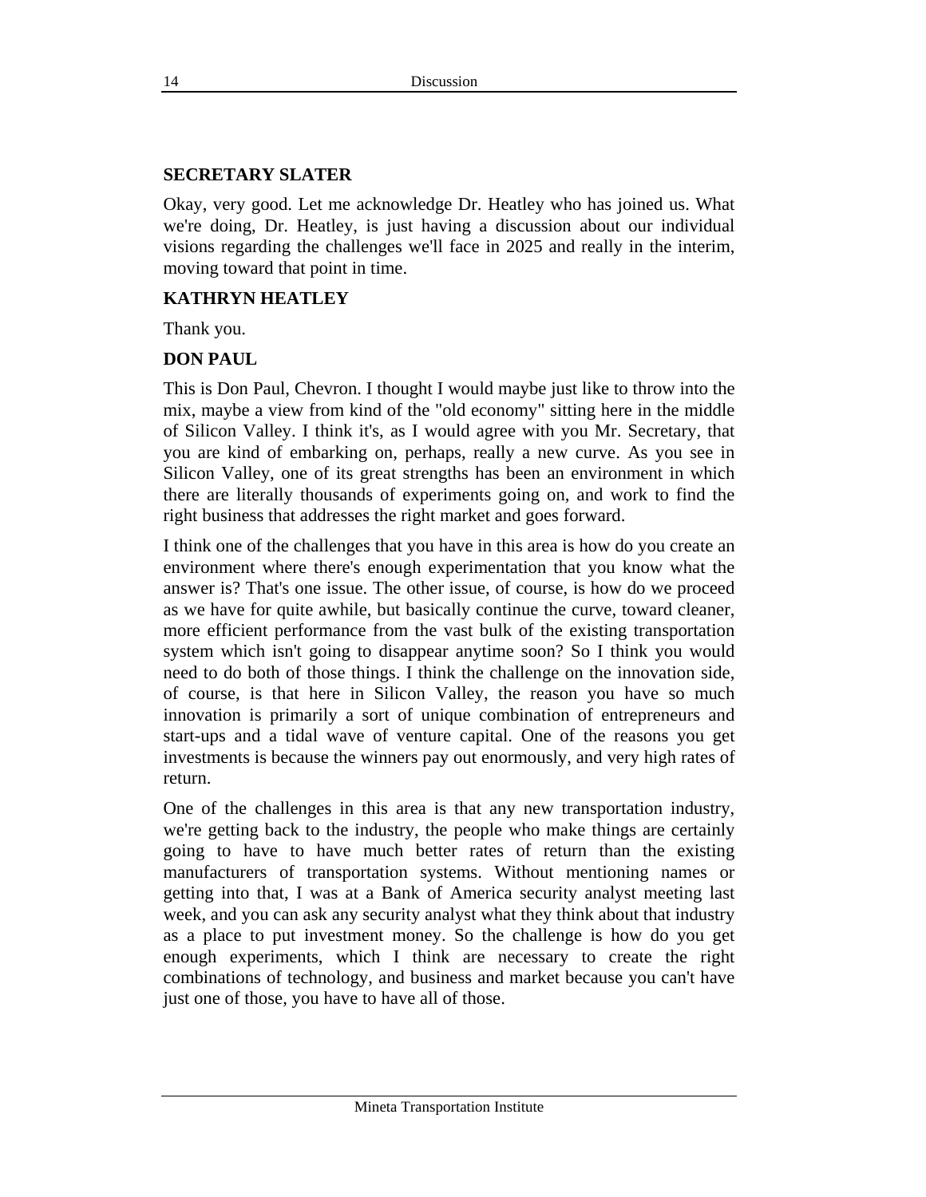**SECRETARY SLATER**

Okay, very good. Let me acknowledge Dr. Heatley who has joined us. What we're doing, Dr. Heatley, is just having a discussion about our individual visions regarding the challenges we'll face in 2025 and really in the interim, moving toward that point in time.

**KATHRYN HEATLEY**

Thank you.

**DON PAUL**

This is Don Paul, Chevron. I thought I would maybe just like to throw into the mix, maybe a view from kind of the "old economy" sitting here in the middle of Silicon Valley. I think it's, as I would agree with you Mr. Secretary, that you are kind of embarking on, perhaps, really a new curve. As you see in Silicon Valley, one of its great strengths has been an environment in which there are literally thousands of experiments going on, and work to find the right business that addresses the right market and goes forward.

I think one of the challenges that you have in this area is how do you create an environment where there's enough experimentation that you know what the answer is? That's one issue. The other issue, of course, is how do we proceed as we have for quite awhile, but basically continue the curve, toward cleaner, more efficient performance from the vast bulk of the existing transportation system which isn't going to disappear anytime soon? So I think you would need to do both of those things. I think the challenge on the innovation side, of course, is that here in Silicon Valley, the reason you have so much innovation is primarily a sort of unique combination of entrepreneurs and start-ups and a tidal wave of venture capital. One of the reasons you get investments is because the winners pay out enormously, and very high rates of return.

One of the challenges in this area is that any new transportation industry, we're getting back to the industry, the people who make things are certainly going to have to have much better rates of return than the existing manufacturers of transportation systems. Without mentioning names or getting into that, I was at a Bank of America security analyst meeting last week, and you can ask any security analyst what they think about that industry as a place to put investment money. So the challenge is how do you get enough experiments, which I think are necessary to create the right combinations of technology, and business and market because you can't have just one of those, you have to have all of those.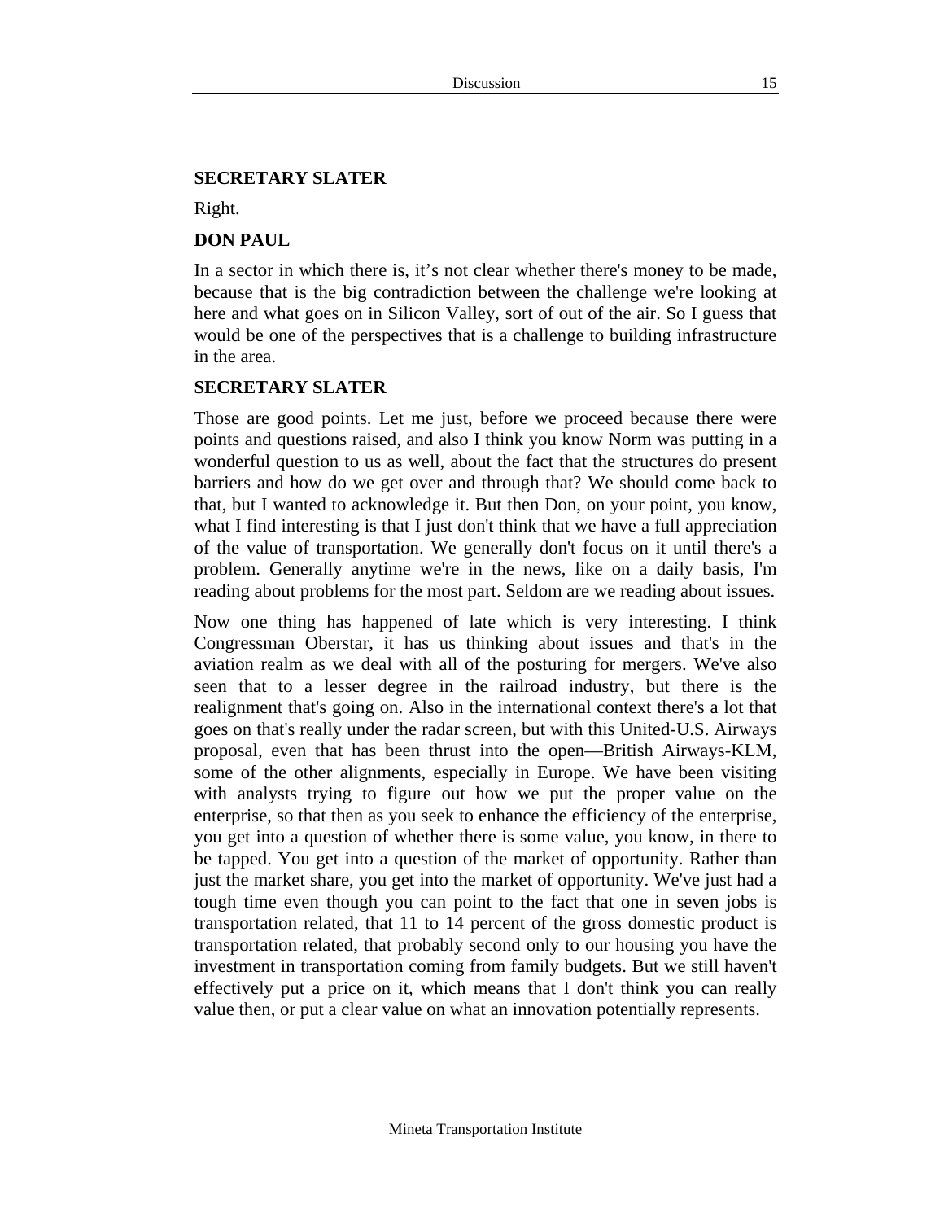**SECRETARY SLATER**

Right.

**DON PAUL**

In a sector in which there is, it’s not clear whether there's money to be made, because that is the big contradiction between the challenge we're looking at here and what goes on in Silicon Valley, sort of out of the air. So I guess that would be one of the perspectives that is a challenge to building infrastructure in the area.

**SECRETARY SLATER**

Those are good points. Let me just, before we proceed because there were points and questions raised, and also I think you know Norm was putting in a wonderful question to us as well, about the fact that the structures do present barriers and how do we get over and through that? We should come back to that, but I wanted to acknowledge it. But then Don, on your point, you know, what I find interesting is that I just don't think that we have a full appreciation of the value of transportation. We generally don't focus on it until there's a problem. Generally anytime we're in the news, like on a daily basis, I'm reading about problems for the most part. Seldom are we reading about issues.

Now one thing has happened of late which is very interesting. I think Congressman Oberstar, it has us thinking about issues and that's in the aviation realm as we deal with all of the posturing for mergers. We've also seen that to a lesser degree in the railroad industry, but there is the realignment that's going on. Also in the international context there's a lot that goes on that's really under the radar screen, but with this United-U.S. Airways proposal, even that has been thrust into the open—British Airways-KLM, some of the other alignments, especially in Europe. We have been visiting with analysts trying to figure out how we put the proper value on the enterprise, so that then as you seek to enhance the efficiency of the enterprise, you get into a question of whether there is some value, you know, in there to be tapped. You get into a question of the market of opportunity. Rather than just the market share, you get into the market of opportunity. We've just had a tough time even though you can point to the fact that one in seven jobs is transportation related, that 11 to 14 percent of the gross domestic product is transportation related, that probably second only to our housing you have the investment in transportation coming from family budgets. But we still haven't effectively put a price on it, which means that I don't think you can really value then, or put a clear value on what an innovation potentially represents.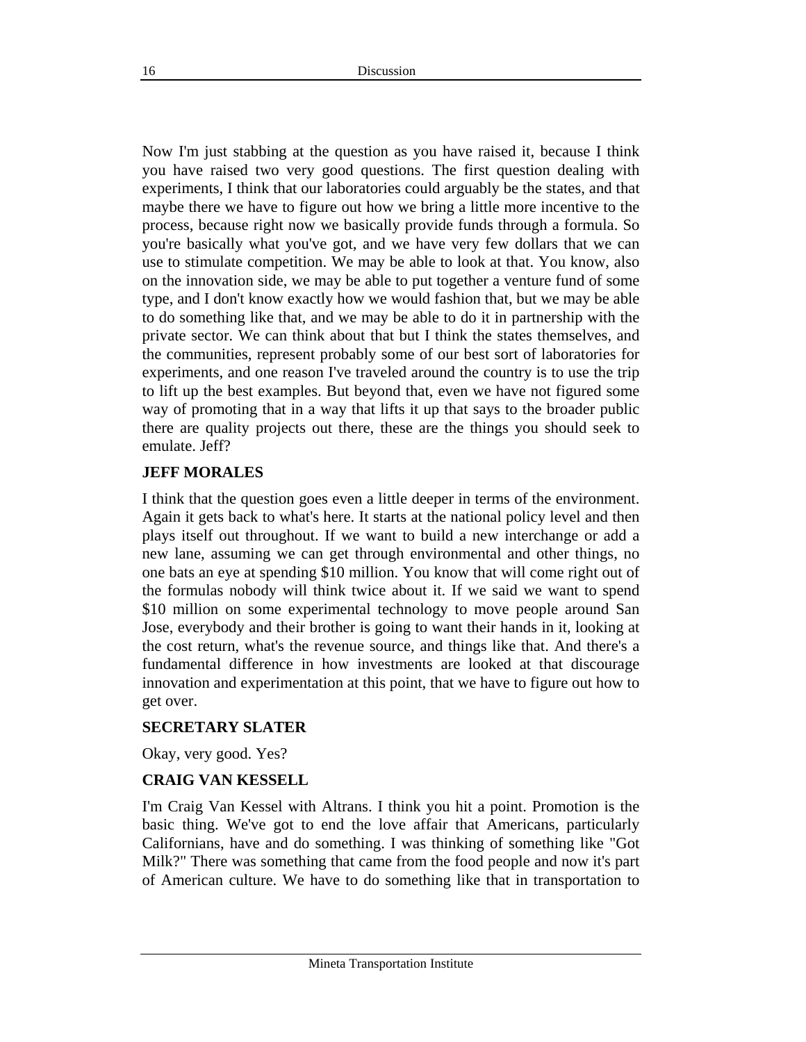Now I'm just stabbing at the question as you have raised it, because I think you have raised two very good questions. The first question dealing with experiments, I think that our laboratories could arguably be the states, and that maybe there we have to figure out how we bring a little more incentive to the process, because right now we basically provide funds through a formula. So you're basically what you've got, and we have very few dollars that we can use to stimulate competition. We may be able to look at that. You know, also on the innovation side, we may be able to put together a venture fund of some type, and I don't know exactly how we would fashion that, but we may be able to do something like that, and we may be able to do it in partnership with the private sector. We can think about that but I think the states themselves, and the communities, represent probably some of our best sort of laboratories for experiments, and one reason I've traveled around the country is to use the trip to lift up the best examples. But beyond that, even we have not figured some way of promoting that in a way that lifts it up that says to the broader public there are quality projects out there, these are the things you should seek to emulate. Jeff?

**JEFF MORALES**

I think that the question goes even a little deeper in terms of the environment. Again it gets back to what's here. It starts at the national policy level and then plays itself out throughout. If we want to build a new interchange or add a new lane, assuming we can get through environmental and other things, no one bats an eye at spending $10 million. You know that will come right out of the formulas nobody will think twice about it. If we said we want to spend $10 million on some experimental technology to move people around San Jose, everybody and their brother is going to want their hands in it, looking at the cost return, what's the revenue source, and things like that. And there's a fundamental difference in how investments are looked at that discourage innovation and experimentation at this point, that we have to figure out how to get over.

**SECRETARY SLATER**

Okay, very good. Yes?

**CRAIG VAN KESSELL**

I'm Craig Van Kessel with Altrans. I think you hit a point. Promotion is the basic thing. We've got to end the love affair that Americans, particularly Californians, have and do something. I was thinking of something like "Got Milk?" There was something that came from the food people and now it's part of American culture. We have to do something like that in transportation to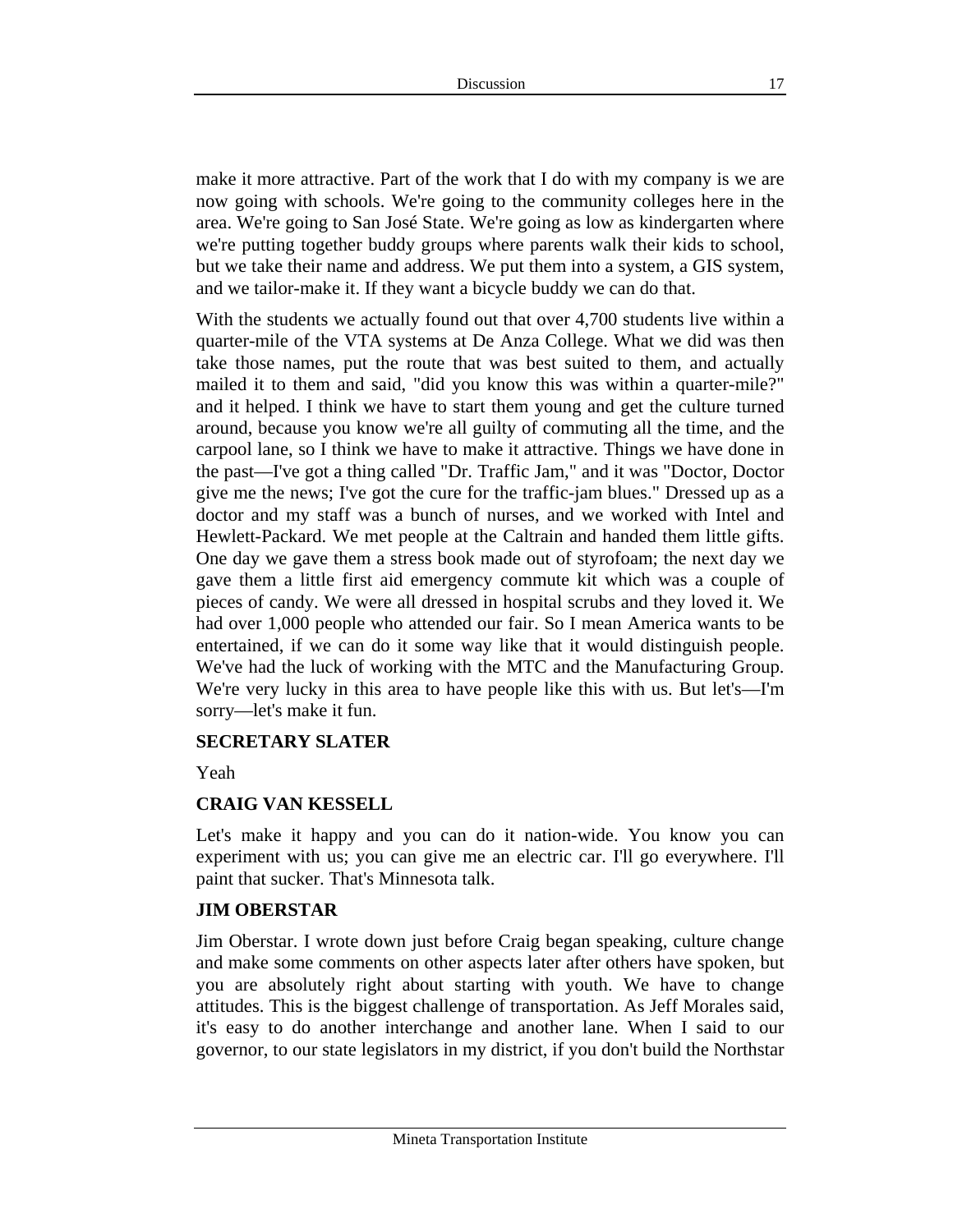make it more attractive. Part of the work that I do with my company is we are now going with schools. We're going to the community colleges here in the area. We're going to San José State. We're going as low as kindergarten where we're putting together buddy groups where parents walk their kids to school, but we take their name and address. We put them into a system, a GIS system, and we tailor-make it. If they want a bicycle buddy we can do that.

With the students we actually found out that over 4,700 students live within a quarter-mile of the VTA systems at De Anza College. What we did was then take those names, put the route that was best suited to them, and actually mailed it to them and said, "did you know this was within a quarter-mile?" and it helped. I think we have to start them young and get the culture turned around, because you know we're all guilty of commuting all the time, and the carpool lane, so I think we have to make it attractive. Things we have done in the past—I've got a thing called "Dr. Traffic Jam," and it was "Doctor, Doctor give me the news; I've got the cure for the traffic-jam blues." Dressed up as a doctor and my staff was a bunch of nurses, and we worked with Intel and Hewlett-Packard. We met people at the Caltrain and handed them little gifts. One day we gave them a stress book made out of styrofoam; the next day we gave them a little first aid emergency commute kit which was a couple of pieces of candy. We were all dressed in hospital scrubs and they loved it. We had over 1,000 people who attended our fair. So I mean America wants to be entertained, if we can do it some way like that it would distinguish people. We've had the luck of working with the MTC and the Manufacturing Group. We're very lucky in this area to have people like this with us. But let's—I'm sorry—let's make it fun.

**SECRETARY SLATER**

Yeah

**CRAIG VAN KESSELL**

Let's make it happy and you can do it nation-wide. You know you can experiment with us; you can give me an electric car. I'll go everywhere. I'll paint that sucker. That's Minnesota talk.

**JIM OBERSTAR**

Jim Oberstar. I wrote down just before Craig began speaking, culture change and make some comments on other aspects later after others have spoken, but you are absolutely right about starting with youth. We have to change attitudes. This is the biggest challenge of transportation. As Jeff Morales said, it's easy to do another interchange and another lane. When I said to our governor, to our state legislators in my district, if you don't build the Northstar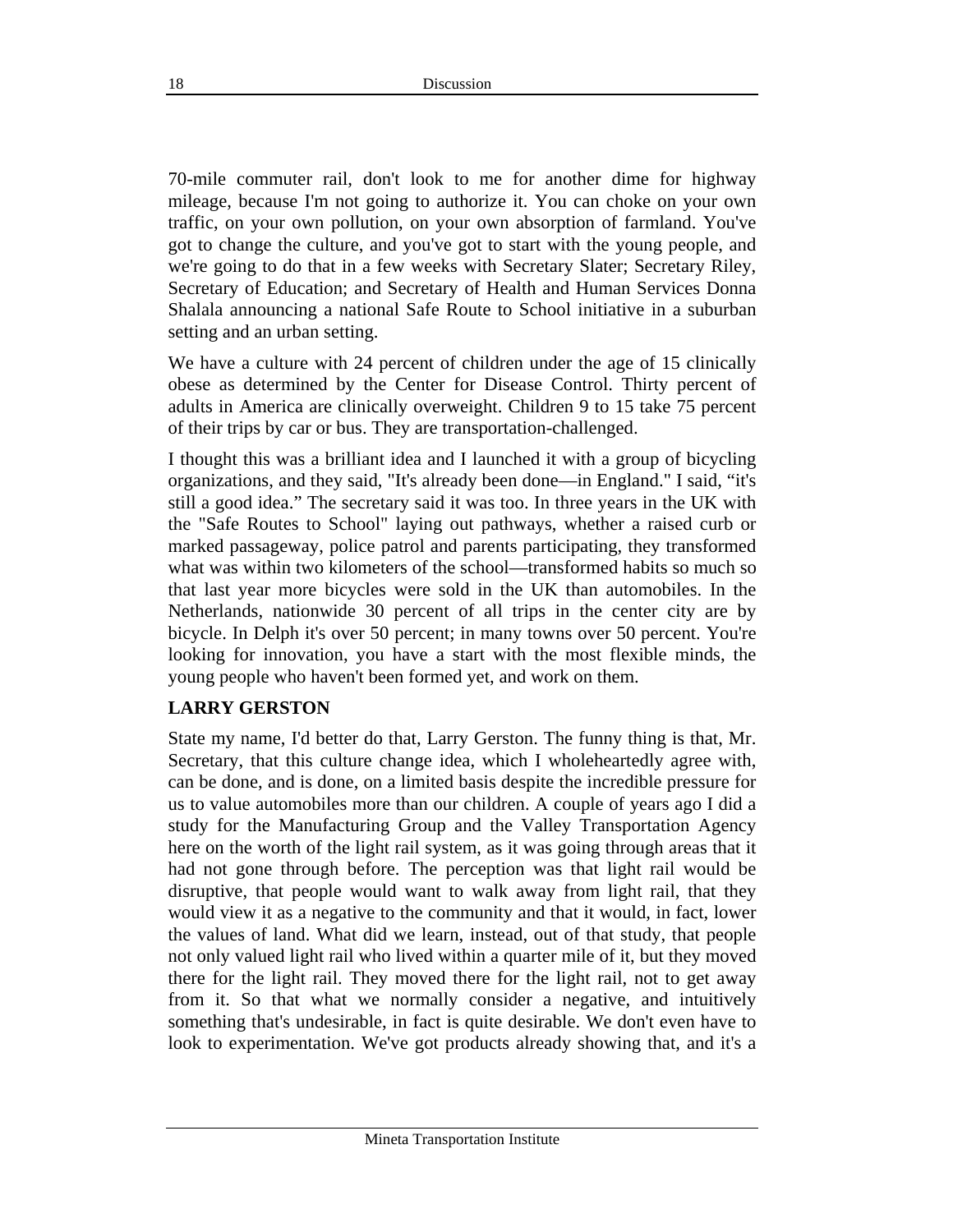70-mile commuter rail, don't look to me for another dime for highway mileage, because I'm not going to authorize it. You can choke on your own traffic, on your own pollution, on your own absorption of farmland. You've got to change the culture, and you've got to start with the young people, and we're going to do that in a few weeks with Secretary Slater; Secretary Riley, Secretary of Education; and Secretary of Health and Human Services Donna Shalala announcing a national Safe Route to School initiative in a suburban setting and an urban setting.

We have a culture with 24 percent of children under the age of 15 clinically obese as determined by the Center for Disease Control. Thirty percent of adults in America are clinically overweight. Children 9 to 15 take 75 percent of their trips by car or bus. They are transportation-challenged.

I thought this was a brilliant idea and I launched it with a group of bicycling organizations, and they said, "It's already been done—in England." I said, "it's still a good idea." The secretary said it was too. In three years in the UK with the "Safe Routes to School" laying out pathways, whether a raised curb or marked passageway, police patrol and parents participating, they transformed what was within two kilometers of the school—transformed habits so much so that last year more bicycles were sold in the UK than automobiles. In the Netherlands, nationwide 30 percent of all trips in the center city are by bicycle. In Delph it's over 50 percent; in many towns over 50 percent. You're looking for innovation, you have a start with the most flexible minds, the young people who haven't been formed yet, and work on them.

**LARRY GERSTON**

State my name, I'd better do that, Larry Gerston. The funny thing is that, Mr. Secretary, that this culture change idea, which I wholeheartedly agree with, can be done, and is done, on a limited basis despite the incredible pressure for us to value automobiles more than our children. A couple of years ago I did a study for the Manufacturing Group and the Valley Transportation Agency here on the worth of the light rail system, as it was going through areas that it had not gone through before. The perception was that light rail would be disruptive, that people would want to walk away from light rail, that they would view it as a negative to the community and that it would, in fact, lower the values of land. What did we learn, instead, out of that study, that people not only valued light rail who lived within a quarter mile of it, but they moved there for the light rail. They moved there for the light rail, not to get away from it. So that what we normally consider a negative, and intuitively something that's undesirable, in fact is quite desirable. We don't even have to look to experimentation. We've got products already showing that, and it's a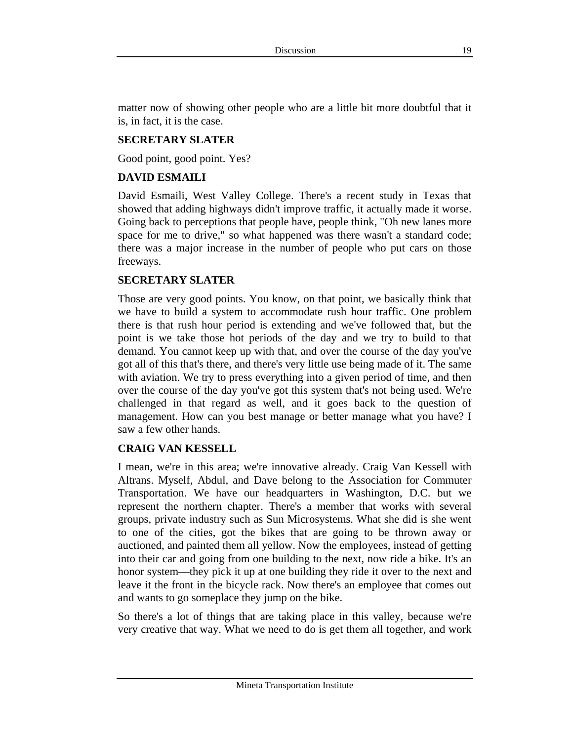matter now of showing other people who are a little bit more doubtful that it is, in fact, it is the case.

**SECRETARY SLATER**

Good point, good point. Yes?

**DAVID ESMAILI**

David Esmaili, West Valley College. There's a recent study in Texas that showed that adding highways didn't improve traffic, it actually made it worse. Going back to perceptions that people have, people think, "Oh new lanes more space for me to drive," so what happened was there wasn't a standard code; there was a major increase in the number of people who put cars on those freeways.

**SECRETARY SLATER**

Those are very good points. You know, on that point, we basically think that we have to build a system to accommodate rush hour traffic. One problem there is that rush hour period is extending and we've followed that, but the point is we take those hot periods of the day and we try to build to that demand. You cannot keep up with that, and over the course of the day you've got all of this that's there, and there's very little use being made of it. The same with aviation. We try to press everything into a given period of time, and then over the course of the day you've got this system that's not being used. We're challenged in that regard as well, and it goes back to the question of management. How can you best manage or better manage what you have? I saw a few other hands.

**CRAIG VAN KESSELL**

I mean, we're in this area; we're innovative already. Craig Van Kessell with Altrans. Myself, Abdul, and Dave belong to the Association for Commuter Transportation. We have our headquarters in Washington, D.C. but we represent the northern chapter. There's a member that works with several groups, private industry such as Sun Microsystems. What she did is she went to one of the cities, got the bikes that are going to be thrown away or auctioned, and painted them all yellow. Now the employees, instead of getting into their car and going from one building to the next, now ride a bike. It's an honor system—they pick it up at one building they ride it over to the next and leave it the front in the bicycle rack. Now there's an employee that comes out and wants to go someplace they jump on the bike.

So there's a lot of things that are taking place in this valley, because we're very creative that way. What we need to do is get them all together, and work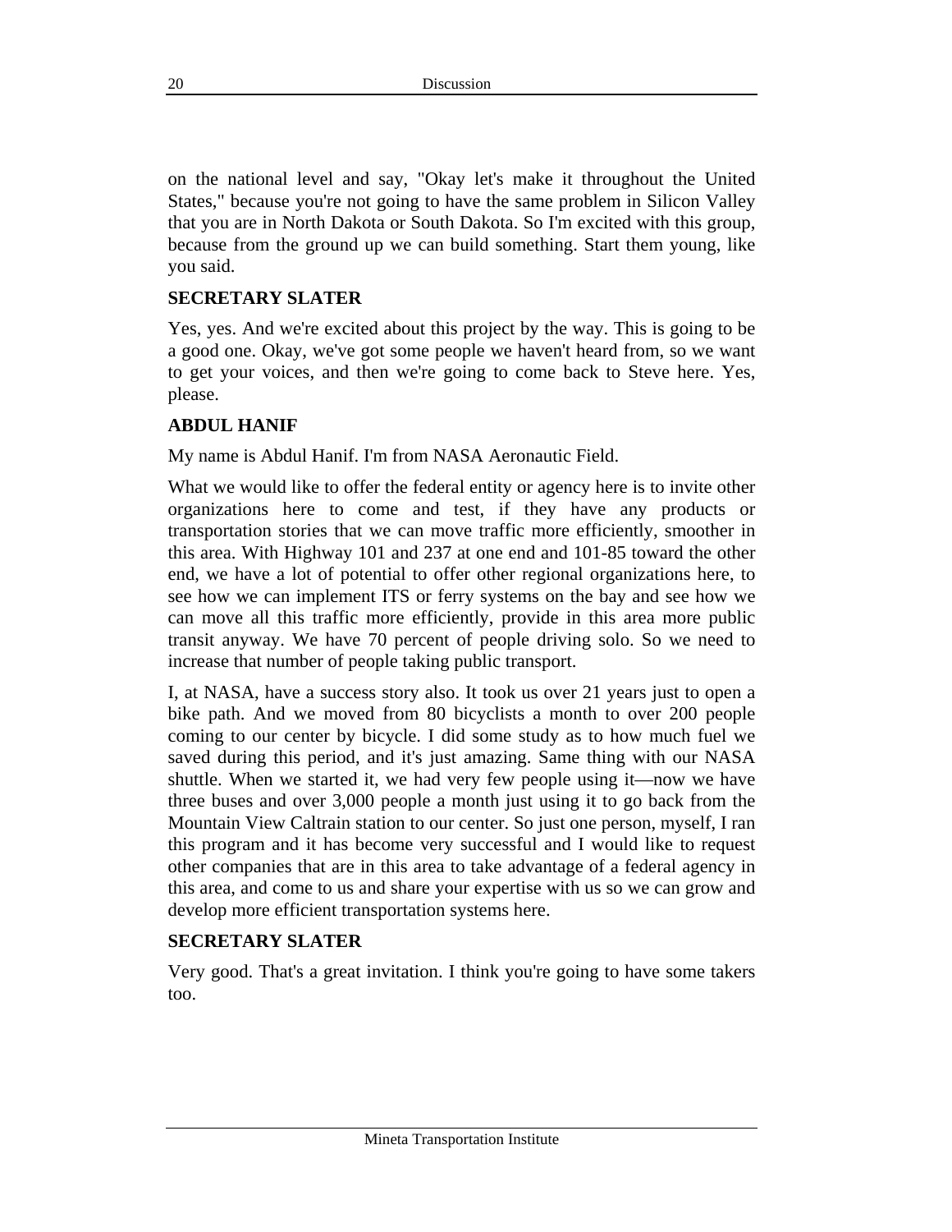on the national level and say, "Okay let's make it throughout the United States," because you're not going to have the same problem in Silicon Valley that you are in North Dakota or South Dakota. So I'm excited with this group, because from the ground up we can build something. Start them young, like you said.

**SECRETARY SLATER**

Yes, yes. And we're excited about this project by the way. This is going to be a good one. Okay, we've got some people we haven't heard from, so we want to get your voices, and then we're going to come back to Steve here. Yes, please.

**ABDUL HANIF**

My name is Abdul Hanif. I'm from NASA Aeronautic Field.

What we would like to offer the federal entity or agency here is to invite other organizations here to come and test, if they have any products or transportation stories that we can move traffic more efficiently, smoother in this area. With Highway 101 and 237 at one end and 101-85 toward the other end, we have a lot of potential to offer other regional organizations here, to see how we can implement ITS or ferry systems on the bay and see how we can move all this traffic more efficiently, provide in this area more public transit anyway. We have 70 percent of people driving solo. So we need to increase that number of people taking public transport.

I, at NASA, have a success story also. It took us over 21 years just to open a bike path. And we moved from 80 bicyclists a month to over 200 people coming to our center by bicycle. I did some study as to how much fuel we saved during this period, and it's just amazing. Same thing with our NASA shuttle. When we started it, we had very few people using it—now we have three buses and over 3,000 people a month just using it to go back from the Mountain View Caltrain station to our center. So just one person, myself, I ran this program and it has become very successful and I would like to request other companies that are in this area to take advantage of a federal agency in this area, and come to us and share your expertise with us so we can grow and develop more efficient transportation systems here.

**SECRETARY SLATER**

Very good. That's a great invitation. I think you're going to have some takers too.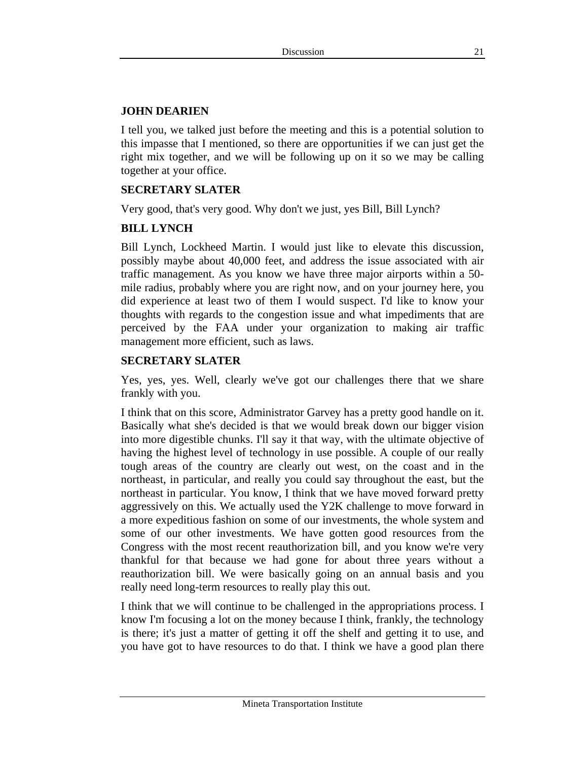**JOHN DEARIEN**

I tell you, we talked just before the meeting and this is a potential solution to this impasse that I mentioned, so there are opportunities if we can just get the right mix together, and we will be following up on it so we may be calling together at your office.

**SECRETARY SLATER**

Very good, that's very good. Why don't we just, yes Bill, Bill Lynch?

**BILL LYNCH**

Bill Lynch, Lockheed Martin. I would just like to elevate this discussion, possibly maybe about 40,000 feet, and address the issue associated with air traffic management. As you know we have three major airports within a 50-mile radius, probably where you are right now, and on your journey here, you did experience at least two of them I would suspect. I'd like to know your thoughts with regards to the congestion issue and what impediments that are perceived by the FAA under your organization to making air traffic management more efficient, such as laws.

**SECRETARY SLATER**

Yes, yes, yes. Well, clearly we've got our challenges there that we share frankly with you.

I think that on this score, Administrator Garvey has a pretty good handle on it. Basically what she's decided is that we would break down our bigger vision into more digestible chunks. I'll say it that way, with the ultimate objective of having the highest level of technology in use possible. A couple of our really tough areas of the country are clearly out west, on the coast and in the northeast, in particular, and really you could say throughout the east, but the northeast in particular. You know, I think that we have moved forward pretty aggressively on this. We actually used the Y2K challenge to move forward in a more expeditious fashion on some of our investments, the whole system and some of our other investments. We have gotten good resources from the Congress with the most recent reauthorization bill, and you know we're very thankful for that because we had gone for about three years without a reauthorization bill. We were basically going on an annual basis and you really need long-term resources to really play this out.

I think that we will continue to be challenged in the appropriations process. I know I'm focusing a lot on the money because I think, frankly, the technology is there; it's just a matter of getting it off the shelf and getting it to use, and you have got to have resources to do that. I think we have a good plan there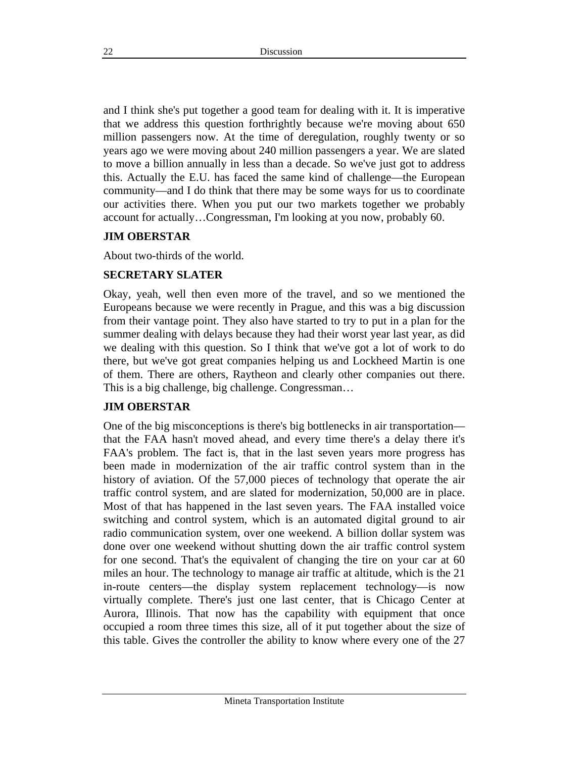and I think she's put together a good team for dealing with it. It is imperative that we address this question forthrightly because we're moving about 650 million passengers now. At the time of deregulation, roughly twenty or so years ago we were moving about 240 million passengers a year. We are slated to move a billion annually in less than a decade. So we've just got to address this. Actually the E.U. has faced the same kind of challenge—the European community—and I do think that there may be some ways for us to coordinate our activities there. When you put our two markets together we probably account for actually…Congressman, I'm looking at you now, probably 60.

**JIM OBERSTAR**

About two-thirds of the world.

**SECRETARY SLATER**

Okay, yeah, well then even more of the travel, and so we mentioned the Europeans because we were recently in Prague, and this was a big discussion from their vantage point. They also have started to try to put in a plan for the summer dealing with delays because they had their worst year last year, as did we dealing with this question. So I think that we've got a lot of work to do there, but we've got great companies helping us and Lockheed Martin is one of them. There are others, Raytheon and clearly other companies out there. This is a big challenge, big challenge. Congressman…

**JIM OBERSTAR**

One of the big misconceptions is there's big bottlenecks in air transportation—that the FAA hasn't moved ahead, and every time there's a delay there it's FAA's problem. The fact is, that in the last seven years more progress has been made in modernization of the air traffic control system than in the history of aviation. Of the 57,000 pieces of technology that operate the air traffic control system, and are slated for modernization, 50,000 are in place. Most of that has happened in the last seven years. The FAA installed voice switching and control system, which is an automated digital ground to air radio communication system, over one weekend. A billion dollar system was done over one weekend without shutting down the air traffic control system for one second. That's the equivalent of changing the tire on your car at 60 miles an hour. The technology to manage air traffic at altitude, which is the 21 in-route centers—the display system replacement technology—is now virtually complete. There's just one last center, that is Chicago Center at Aurora, Illinois. That now has the capability with equipment that once occupied a room three times this size, all of it put together about the size of this table. Gives the controller the ability to know where every one of the 27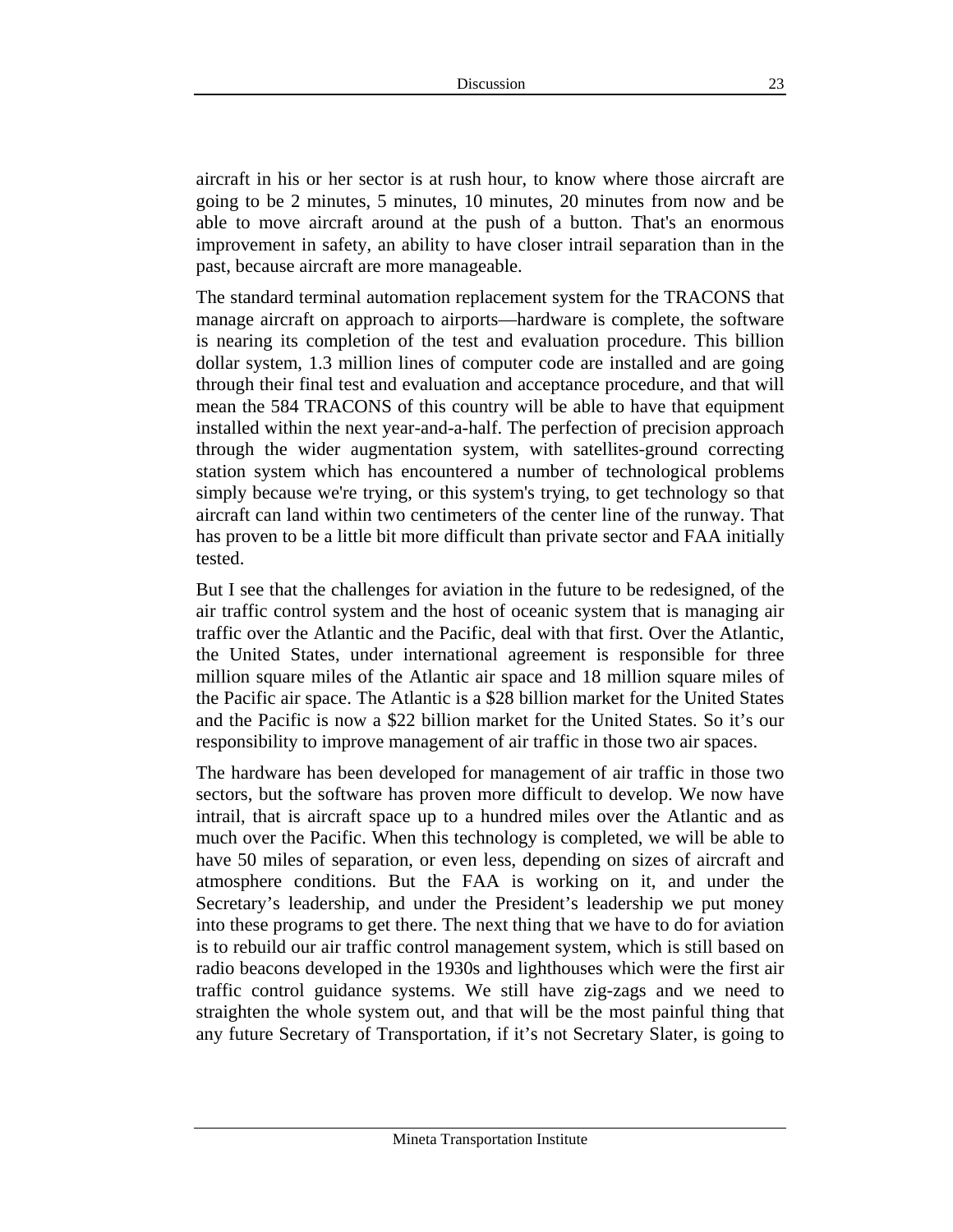aircraft in his or her sector is at rush hour, to know where those aircraft are going to be 2 minutes, 5 minutes, 10 minutes, 20 minutes from now and be able to move aircraft around at the push of a button. That's an enormous improvement in safety, an ability to have closer intrail separation than in the past, because aircraft are more manageable.

The standard terminal automation replacement system for the TRACONS that manage aircraft on approach to airports—hardware is complete, the software is nearing its completion of the test and evaluation procedure. This billion dollar system, 1.3 million lines of computer code are installed and are going through their final test and evaluation and acceptance procedure, and that will mean the 584 TRACONS of this country will be able to have that equipment installed within the next year-and-a-half. The perfection of precision approach through the wider augmentation system, with satellites-ground correcting station system which has encountered a number of technological problems simply because we're trying, or this system's trying, to get technology so that aircraft can land within two centimeters of the center line of the runway. That has proven to be a little bit more difficult than private sector and FAA initially tested.

But I see that the challenges for aviation in the future to be redesigned, of the air traffic control system and the host of oceanic system that is managing air traffic over the Atlantic and the Pacific, deal with that first. Over the Atlantic, the United States, under international agreement is responsible for three million square miles of the Atlantic air space and 18 million square miles of the Pacific air space. The Atlantic is a $28 billion market for the United States and the Pacific is now a $22 billion market for the United States. So it's our responsibility to improve management of air traffic in those two air spaces.

The hardware has been developed for management of air traffic in those two sectors, but the software has proven more difficult to develop. We now have intrail, that is aircraft space up to a hundred miles over the Atlantic and as much over the Pacific. When this technology is completed, we will be able to have 50 miles of separation, or even less, depending on sizes of aircraft and atmosphere conditions. But the FAA is working on it, and under the Secretary's leadership, and under the President's leadership we put money into these programs to get there. The next thing that we have to do for aviation is to rebuild our air traffic control management system, which is still based on radio beacons developed in the 1930s and lighthouses which were the first air traffic control guidance systems. We still have zig-zags and we need to straighten the whole system out, and that will be the most painful thing that any future Secretary of Transportation, if it's not Secretary Slater, is going to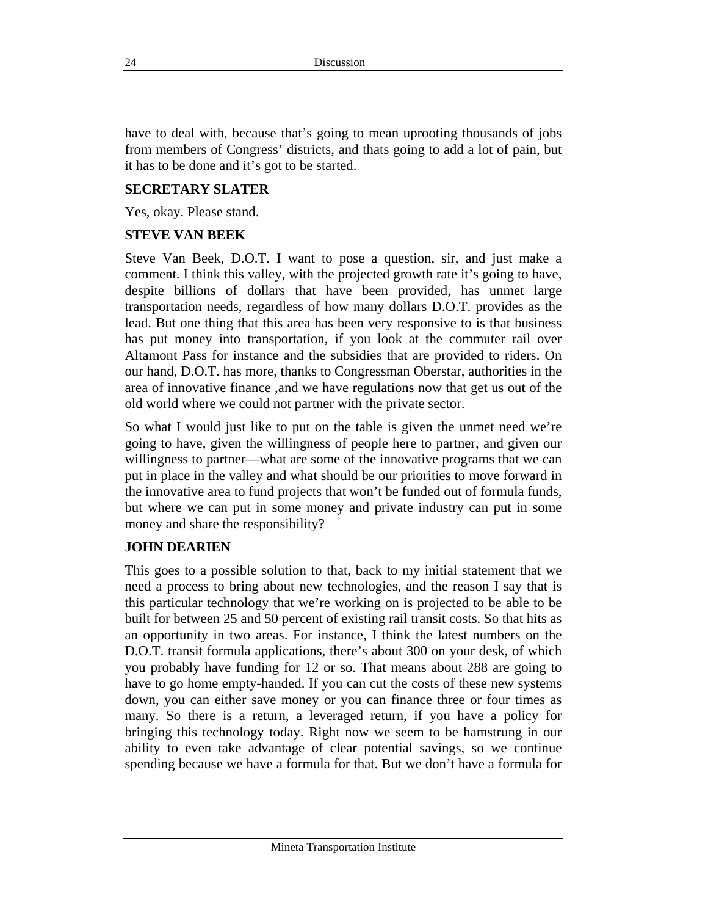have to deal with, because that's going to mean uprooting thousands of jobs from members of Congress' districts, and thats going to add a lot of pain, but it has to be done and it's got to be started.

**SECRETARY SLATER**

Yes, okay. Please stand.

**STEVE VAN BEEK**

Steve Van Beek, D.O.T. I want to pose a question, sir, and just make a comment. I think this valley, with the projected growth rate it's going to have, despite billions of dollars that have been provided, has unmet large transportation needs, regardless of how many dollars D.O.T. provides as the lead. But one thing that this area has been very responsive to is that business has put money into transportation, if you look at the commuter rail over Altamont Pass for instance and the subsidies that are provided to riders. On our hand, D.O.T. has more, thanks to Congressman Oberstar, authorities in the area of innovative finance ,and we have regulations now that get us out of the old world where we could not partner with the private sector.

So what I would just like to put on the table is given the unmet need we're going to have, given the willingness of people here to partner, and given our willingness to partner—what are some of the innovative programs that we can put in place in the valley and what should be our priorities to move forward in the innovative area to fund projects that won't be funded out of formula funds, but where we can put in some money and private industry can put in some money and share the responsibility?

**JOHN DEARIEN**

This goes to a possible solution to that, back to my initial statement that we need a process to bring about new technologies, and the reason I say that is this particular technology that we're working on is projected to be able to be built for between 25 and 50 percent of existing rail transit costs. So that hits as an opportunity in two areas. For instance, I think the latest numbers on the D.O.T. transit formula applications, there's about 300 on your desk, of which you probably have funding for 12 or so. That means about 288 are going to have to go home empty-handed. If you can cut the costs of these new systems down, you can either save money or you can finance three or four times as many. So there is a return, a leveraged return, if you have a policy for bringing this technology today. Right now we seem to be hamstrung in our ability to even take advantage of clear potential savings, so we continue spending because we have a formula for that. But we don't have a formula for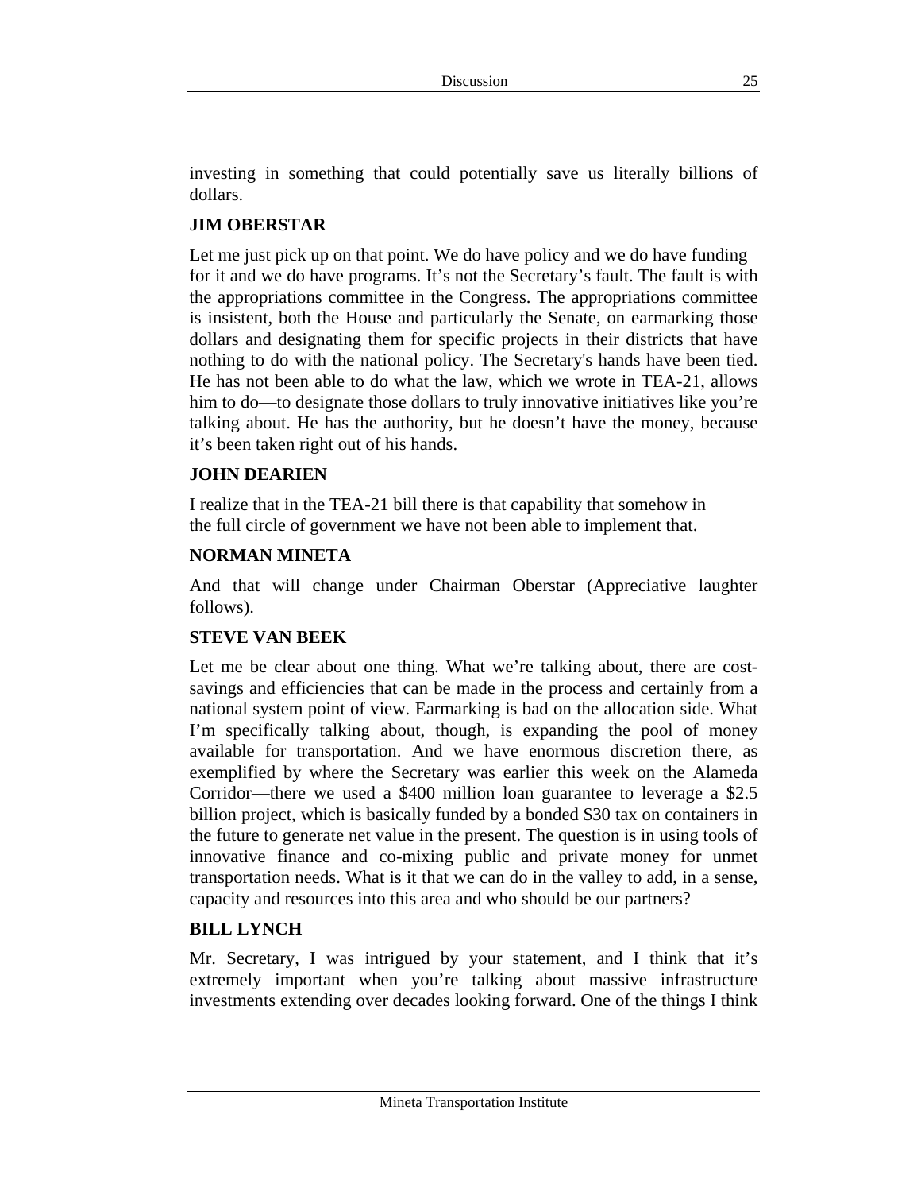investing in something that could potentially save us literally billions of dollars.

**JIM OBERSTAR**

Let me just pick up on that point. We do have policy and we do have funding for it and we do have programs. It's not the Secretary's fault. The fault is with the appropriations committee in the Congress. The appropriations committee is insistent, both the House and particularly the Senate, on earmarking those dollars and designating them for specific projects in their districts that have nothing to do with the national policy. The Secretary's hands have been tied. He has not been able to do what the law, which we wrote in TEA-21, allows him to do—to designate those dollars to truly innovative initiatives like you're talking about. He has the authority, but he doesn't have the money, because it's been taken right out of his hands.

**JOHN DEARIEN**

I realize that in the TEA-21 bill there is that capability that somehow in the full circle of government we have not been able to implement that.

**NORMAN MINETA**

And that will change under Chairman Oberstar (Appreciative laughter follows).

**STEVE VAN BEEK**

Let me be clear about one thing. What we're talking about, there are cost-savings and efficiencies that can be made in the process and certainly from a national system point of view. Earmarking is bad on the allocation side. What I'm specifically talking about, though, is expanding the pool of money available for transportation. And we have enormous discretion there, as exemplified by where the Secretary was earlier this week on the Alameda Corridor—there we used a $400 million loan guarantee to leverage a $2.5 billion project, which is basically funded by a bonded $30 tax on containers in the future to generate net value in the present. The question is in using tools of innovative finance and co-mixing public and private money for unmet transportation needs. What is it that we can do in the valley to add, in a sense, capacity and resources into this area and who should be our partners?

**BILL LYNCH**

Mr. Secretary, I was intrigued by your statement, and I think that it's extremely important when you're talking about massive infrastructure investments extending over decades looking forward. One of the things I think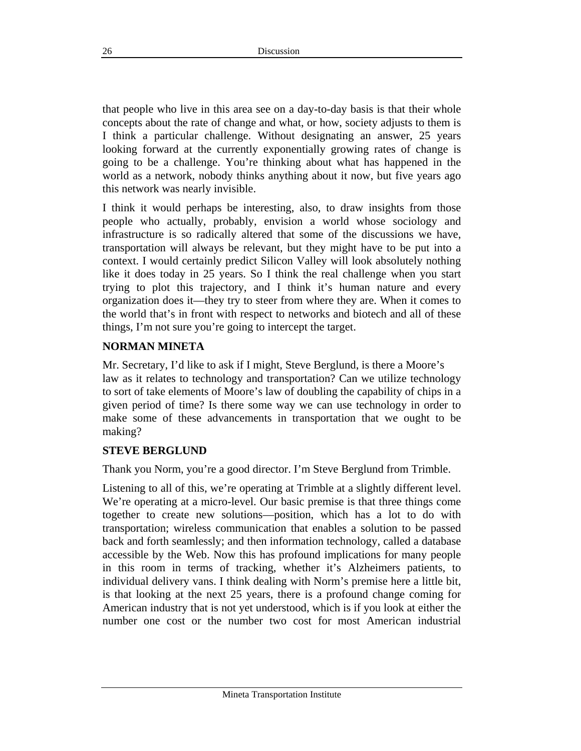that people who live in this area see on a day-to-day basis is that their whole concepts about the rate of change and what, or how, society adjusts to them is I think a particular challenge. Without designating an answer, 25 years looking forward at the currently exponentially growing rates of change is going to be a challenge. You're thinking about what has happened in the world as a network, nobody thinks anything about it now, but five years ago this network was nearly invisible.

I think it would perhaps be interesting, also, to draw insights from those people who actually, probably, envision a world whose sociology and infrastructure is so radically altered that some of the discussions we have, transportation will always be relevant, but they might have to be put into a context. I would certainly predict Silicon Valley will look absolutely nothing like it does today in 25 years. So I think the real challenge when you start trying to plot this trajectory, and I think it's human nature and every organization does it—they try to steer from where they are. When it comes to the world that's in front with respect to networks and biotech and all of these things, I'm not sure you're going to intercept the target.

**NORMAN MINETA**

Mr. Secretary, I'd like to ask if I might, Steve Berglund, is there a Moore's law as it relates to technology and transportation? Can we utilize technology to sort of take elements of Moore's law of doubling the capability of chips in a given period of time? Is there some way we can use technology in order to make some of these advancements in transportation that we ought to be making?

**STEVE BERGLUND**

Thank you Norm, you're a good director. I'm Steve Berglund from Trimble.

Listening to all of this, we're operating at Trimble at a slightly different level. We're operating at a micro-level. Our basic premise is that three things come together to create new solutions—position, which has a lot to do with transportation; wireless communication that enables a solution to be passed back and forth seamlessly; and then information technology, called a database accessible by the Web. Now this has profound implications for many people in this room in terms of tracking, whether it's Alzheimers patients, to individual delivery vans. I think dealing with Norm's premise here a little bit, is that looking at the next 25 years, there is a profound change coming for American industry that is not yet understood, which is if you look at either the number one cost or the number two cost for most American industrial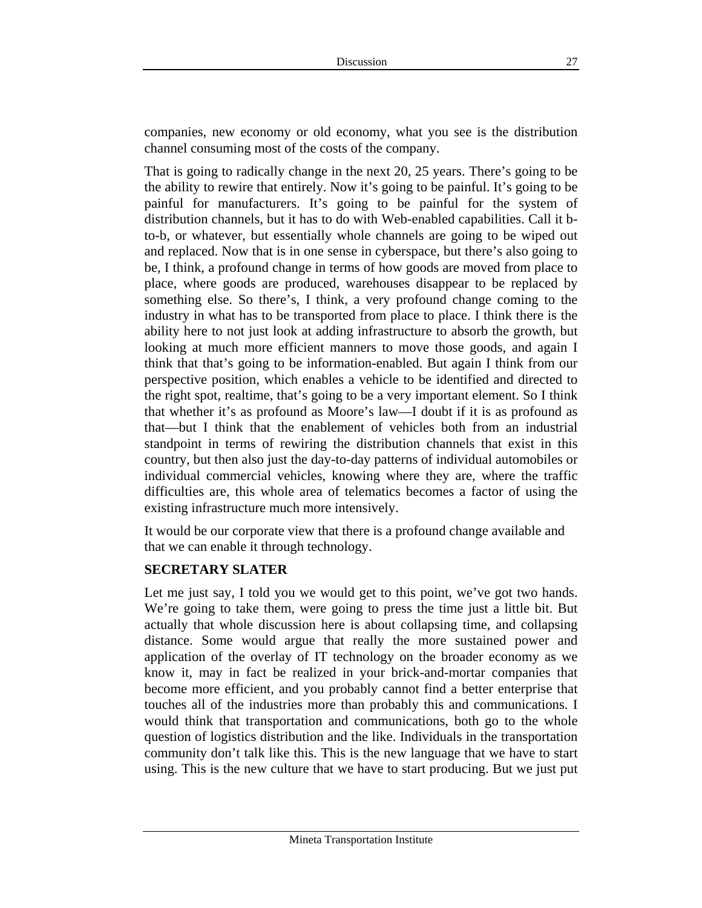companies, new economy or old economy, what you see is the distribution channel consuming most of the costs of the company.

That is going to radically change in the next 20, 25 years. There's going to be the ability to rewire that entirely. Now it's going to be painful. It's going to be painful for manufacturers. It's going to be painful for the system of distribution channels, but it has to do with Web-enabled capabilities. Call it b-to-b, or whatever, but essentially whole channels are going to be wiped out and replaced. Now that is in one sense in cyberspace, but there's also going to be, I think, a profound change in terms of how goods are moved from place to place, where goods are produced, warehouses disappear to be replaced by something else. So there's, I think, a very profound change coming to the industry in what has to be transported from place to place. I think there is the ability here to not just look at adding infrastructure to absorb the growth, but looking at much more efficient manners to move those goods, and again I think that that's going to be information-enabled. But again I think from our perspective position, which enables a vehicle to be identified and directed to the right spot, realtime, that's going to be a very important element. So I think that whether it's as profound as Moore's law—I doubt if it is as profound as that—but I think that the enablement of vehicles both from an industrial standpoint in terms of rewiring the distribution channels that exist in this country, but then also just the day-to-day patterns of individual automobiles or individual commercial vehicles, knowing where they are, where the traffic difficulties are, this whole area of telematics becomes a factor of using the existing infrastructure much more intensively.

It would be our corporate view that there is a profound change available and that we can enable it through technology.

**SECRETARY SLATER**

Let me just say, I told you we would get to this point, we've got two hands. We're going to take them, were going to press the time just a little bit. But actually that whole discussion here is about collapsing time, and collapsing distance. Some would argue that really the more sustained power and application of the overlay of IT technology on the broader economy as we know it, may in fact be realized in your brick-and-mortar companies that become more efficient, and you probably cannot find a better enterprise that touches all of the industries more than probably this and communications. I would think that transportation and communications, both go to the whole question of logistics distribution and the like. Individuals in the transportation community don't talk like this. This is the new language that we have to start using. This is the new culture that we have to start producing. But we just put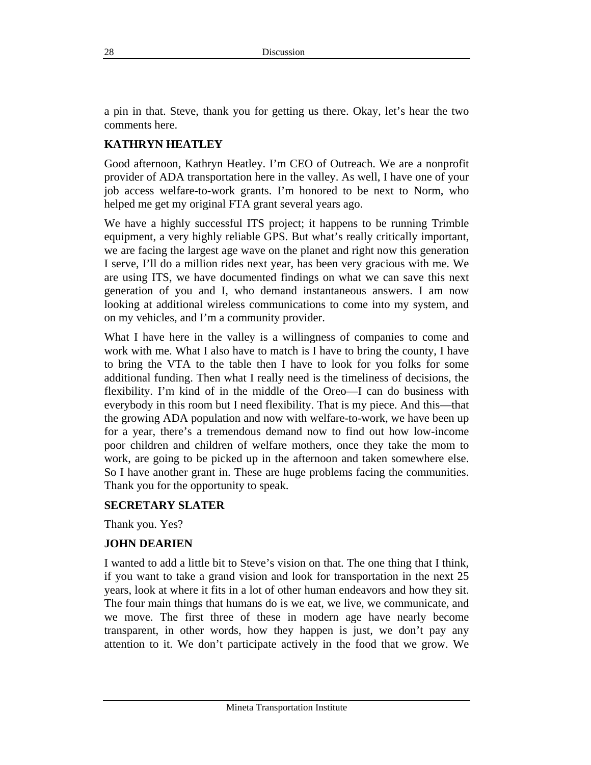a pin in that. Steve, thank you for getting us there. Okay, let's hear the two comments here.

**KATHRYN HEATLEY**

Good afternoon, Kathryn Heatley. I'm CEO of Outreach. We are a nonprofit provider of ADA transportation here in the valley. As well, I have one of your job access welfare-to-work grants. I'm honored to be next to Norm, who helped me get my original FTA grant several years ago.

We have a highly successful ITS project; it happens to be running Trimble equipment, a very highly reliable GPS. But what's really critically important, we are facing the largest age wave on the planet and right now this generation I serve, I'll do a million rides next year, has been very gracious with me. We are using ITS, we have documented findings on what we can save this next generation of you and I, who demand instantaneous answers. I am now looking at additional wireless communications to come into my system, and on my vehicles, and I'm a community provider.

What I have here in the valley is a willingness of companies to come and work with me. What I also have to match is I have to bring the county, I have to bring the VTA to the table then I have to look for you folks for some additional funding. Then what I really need is the timeliness of decisions, the flexibility. I'm kind of in the middle of the Oreo—I can do business with everybody in this room but I need flexibility. That is my piece. And this—that the growing ADA population and now with welfare-to-work, we have been up for a year, there's a tremendous demand now to find out how low-income poor children and children of welfare mothers, once they take the mom to work, are going to be picked up in the afternoon and taken somewhere else. So I have another grant in. These are huge problems facing the communities. Thank you for the opportunity to speak.

**SECRETARY SLATER**

Thank you. Yes?

**JOHN DEARIEN**

I wanted to add a little bit to Steve's vision on that. The one thing that I think, if you want to take a grand vision and look for transportation in the next 25 years, look at where it fits in a lot of other human endeavors and how they sit. The four main things that humans do is we eat, we live, we communicate, and we move. The first three of these in modern age have nearly become transparent, in other words, how they happen is just, we don't pay any attention to it. We don't participate actively in the food that we grow. We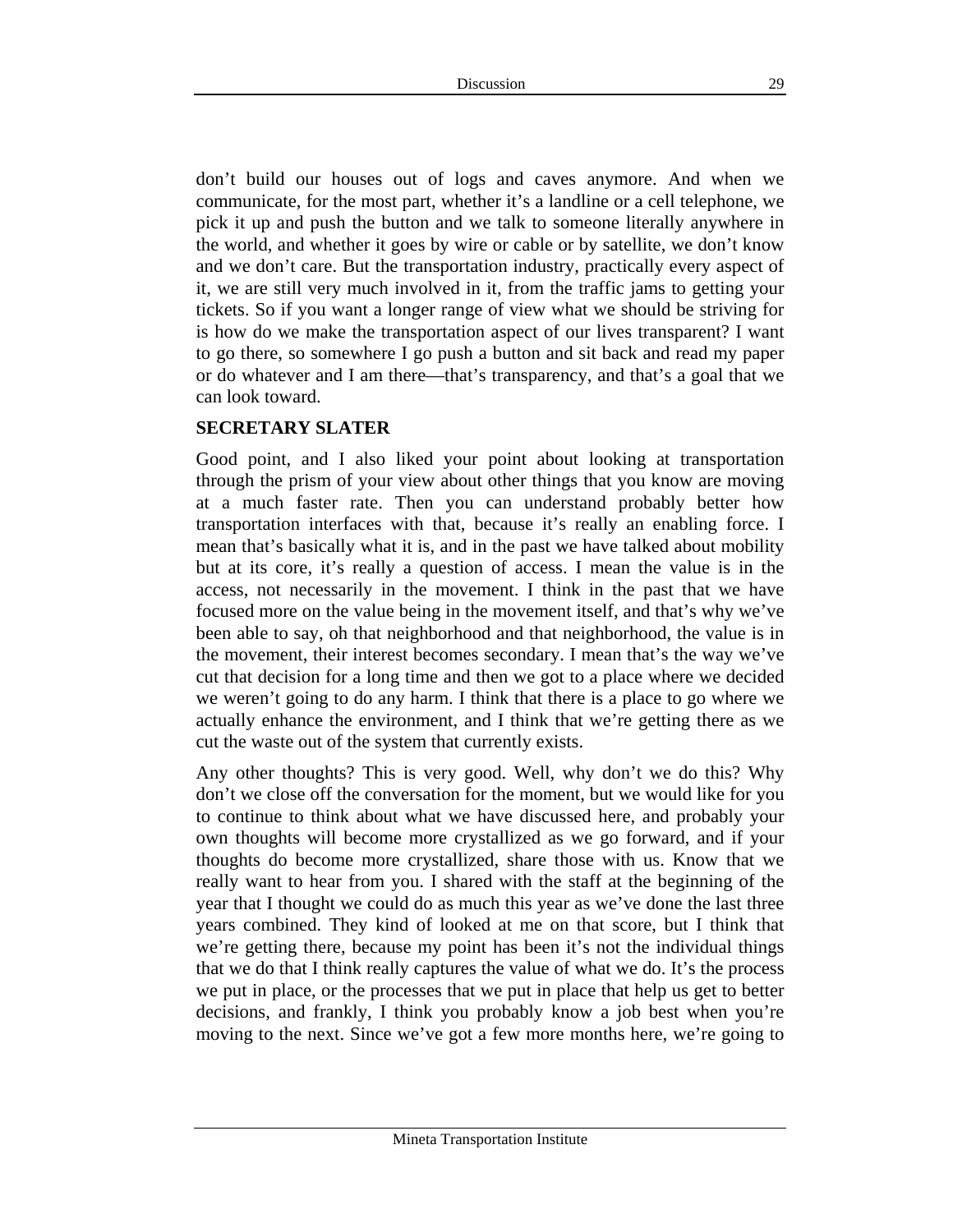don't build our houses out of logs and caves anymore. And when we communicate, for the most part, whether it's a landline or a cell telephone, we pick it up and push the button and we talk to someone literally anywhere in the world, and whether it goes by wire or cable or by satellite, we don't know and we don't care. But the transportation industry, practically every aspect of it, we are still very much involved in it, from the traffic jams to getting your tickets. So if you want a longer range of view what we should be striving for is how do we make the transportation aspect of our lives transparent? I want to go there, so somewhere I go push a button and sit back and read my paper or do whatever and I am there—that's transparency, and that's a goal that we can look toward.

**SECRETARY SLATER**

Good point, and I also liked your point about looking at transportation through the prism of your view about other things that you know are moving at a much faster rate. Then you can understand probably better how transportation interfaces with that, because it's really an enabling force. I mean that's basically what it is, and in the past we have talked about mobility but at its core, it's really a question of access. I mean the value is in the access, not necessarily in the movement. I think in the past that we have focused more on the value being in the movement itself, and that's why we've been able to say, oh that neighborhood and that neighborhood, the value is in the movement, their interest becomes secondary. I mean that's the way we've cut that decision for a long time and then we got to a place where we decided we weren't going to do any harm. I think that there is a place to go where we actually enhance the environment, and I think that we're getting there as we cut the waste out of the system that currently exists.

Any other thoughts? This is very good. Well, why don't we do this? Why don't we close off the conversation for the moment, but we would like for you to continue to think about what we have discussed here, and probably your own thoughts will become more crystallized as we go forward, and if your thoughts do become more crystallized, share those with us. Know that we really want to hear from you. I shared with the staff at the beginning of the year that I thought we could do as much this year as we've done the last three years combined. They kind of looked at me on that score, but I think that we're getting there, because my point has been it's not the individual things that we do that I think really captures the value of what we do. It's the process we put in place, or the processes that we put in place that help us get to better decisions, and frankly, I think you probably know a job best when you're moving to the next. Since we've got a few more months here, we're going to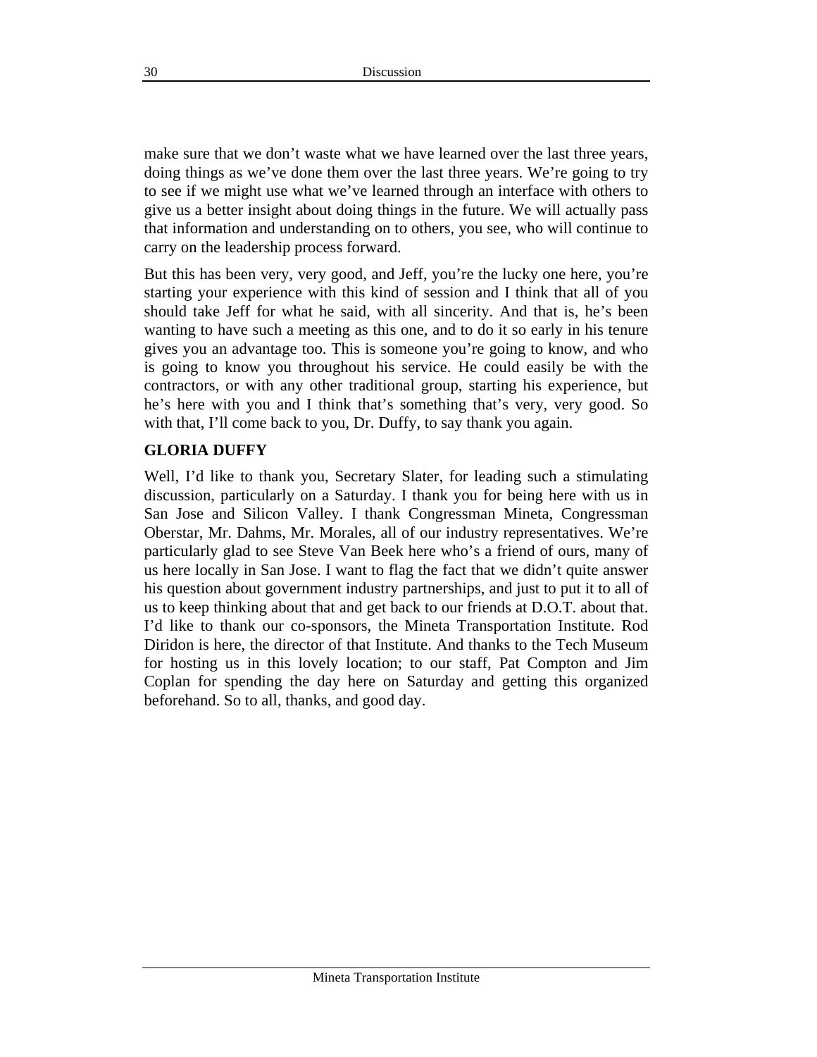make sure that we don’t waste what we have learned over the last three years, doing things as we’ve done them over the last three years. We’re going to try to see if we might use what we’ve learned through an interface with others to give us a better insight about doing things in the future. We will actually pass that information and understanding on to others, you see, who will continue to carry on the leadership process forward.

But this has been very, very good, and Jeff, you’re the lucky one here, you’re starting your experience with this kind of session and I think that all of you should take Jeff for what he said, with all sincerity. And that is, he’s been wanting to have such a meeting as this one, and to do it so early in his tenure gives you an advantage too. This is someone you’re going to know, and who is going to know you throughout his service. He could easily be with the contractors, or with any other traditional group, starting his experience, but he’s here with you and I think that’s something that’s very, very good. So with that, I’ll come back to you, Dr. Duffy, to say thank you again.

**GLORIA DUFFY**

Well, I’d like to thank you, Secretary Slater, for leading such a stimulating discussion, particularly on a Saturday. I thank you for being here with us in San Jose and Silicon Valley. I thank Congressman Mineta, Congressman Oberstar, Mr. Dahms, Mr. Morales, all of our industry representatives. We’re particularly glad to see Steve Van Beek here who’s a friend of ours, many of us here locally in San Jose. I want to flag the fact that we didn’t quite answer his question about government industry partnerships, and just to put it to all of us to keep thinking about that and get back to our friends at D.O.T. about that. I’d like to thank our co-sponsors, the Mineta Transportation Institute. Rod Diridon is here, the director of that Institute. And thanks to the Tech Museum for hosting us in this lovely location; to our staff, Pat Compton and Jim Coplan for spending the day here on Saturday and getting this organized beforehand. So to all, thanks, and good day.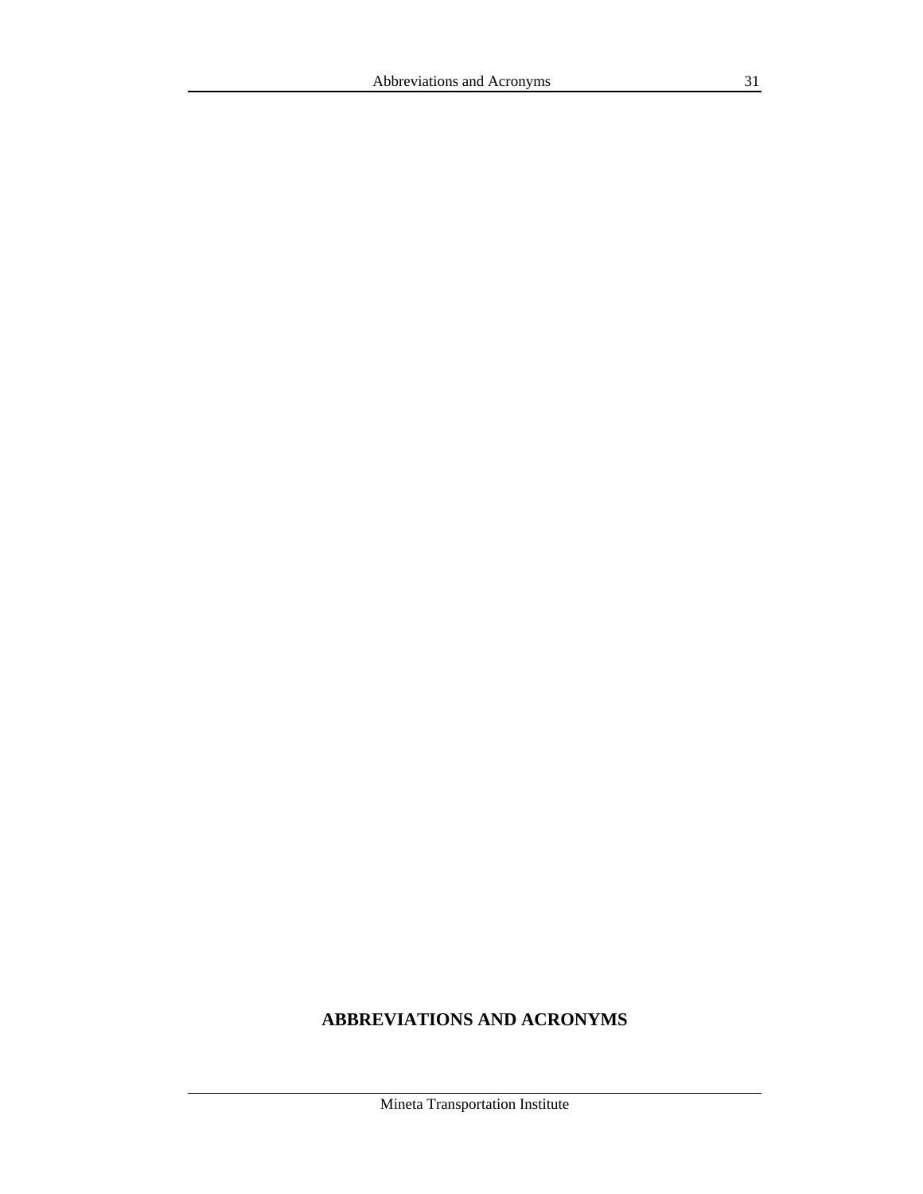# ABBREVIATIONS AND ACRONYMS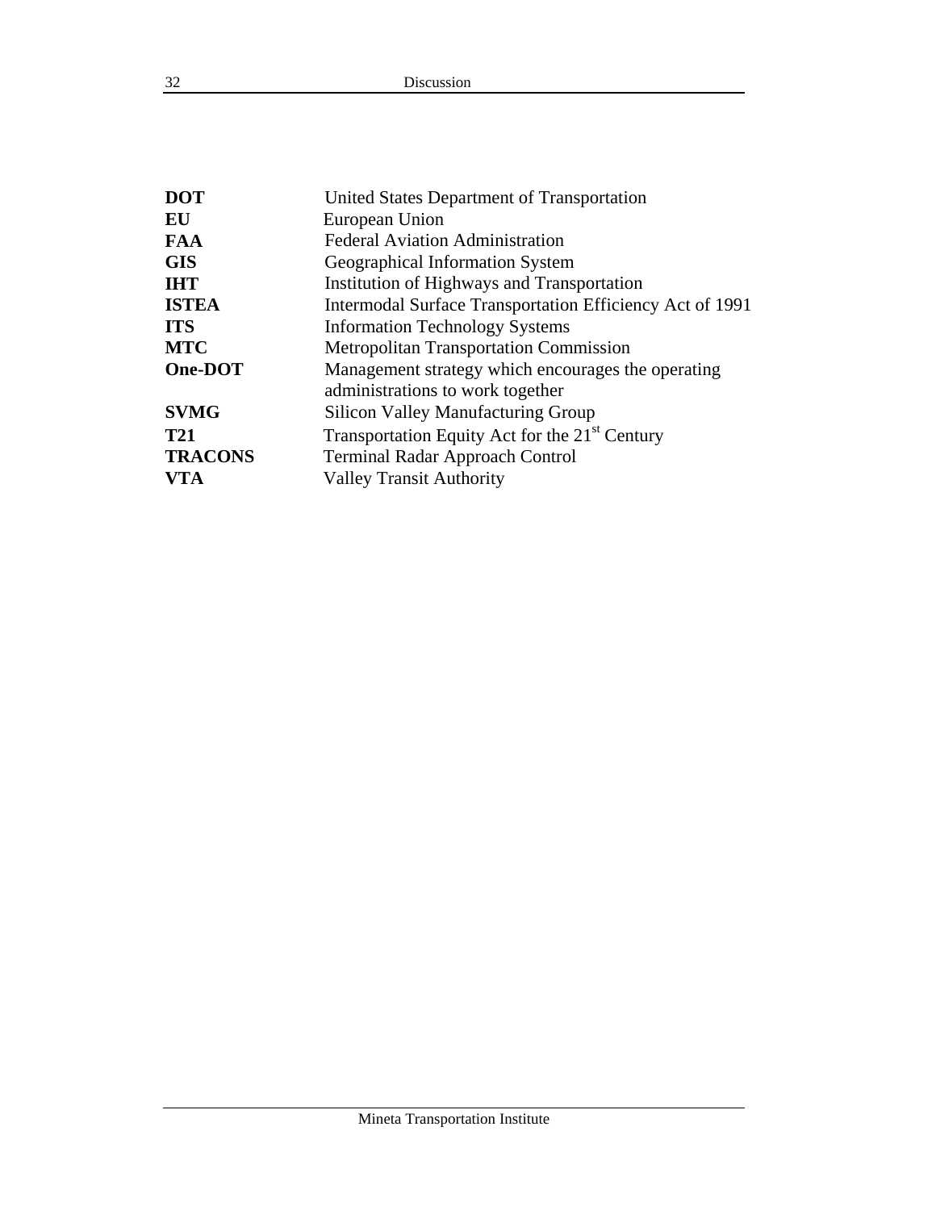| | |
|---|---|
| **DOT** | United States Department of Transportation |
| **EU** | European Union |
| **FAA** | Federal Aviation Administration |
| **GIS** | Geographical Information System |
| **IHT** | Institution of Highways and Transportation |
| **ISTEA** | Intermodal Surface Transportation Efficiency Act of 1991 |
| **ITS** | Information Technology Systems |
| **MTC** | Metropolitan Transportation Commission |
| **One-DOT** | Management strategy which encourages the operating administrations to work together |
| **SVMG** | Silicon Valley Manufacturing Group |
| **T21** | Transportation Equity Act for the 21st Century |
| **TRACONS** | Terminal Radar Approach Control |
| **VTA** | Valley Transit Authority |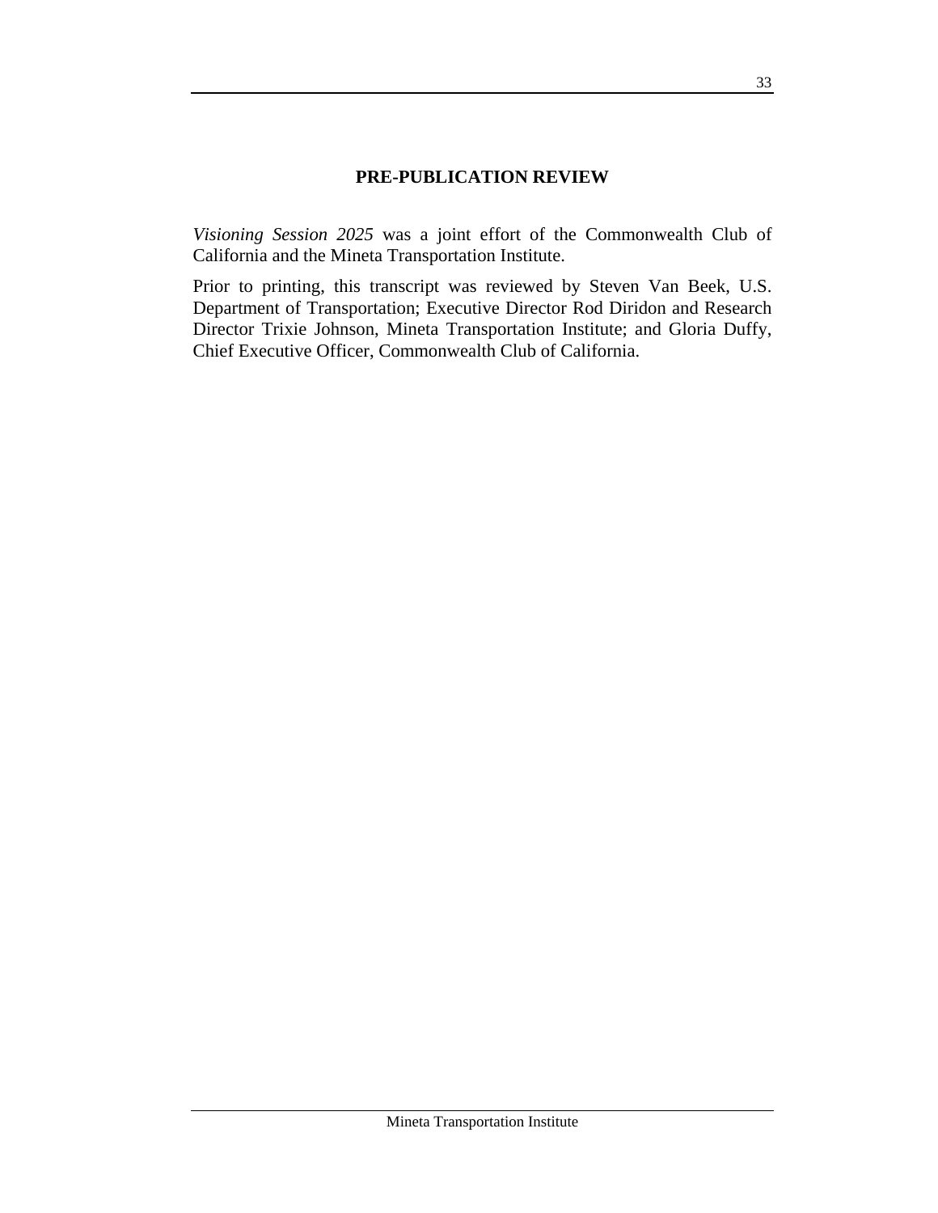## PRE-PUBLICATION REVIEW

*Visioning Session 2025* was a joint effort of the Commonwealth Club of California and the Mineta Transportation Institute.

Prior to printing, this transcript was reviewed by Steven Van Beek, U.S. Department of Transportation; Executive Director Rod Diridon and Research Director Trixie Johnson, Mineta Transportation Institute; and Gloria Duffy, Chief Executive Officer, Commonwealth Club of California.